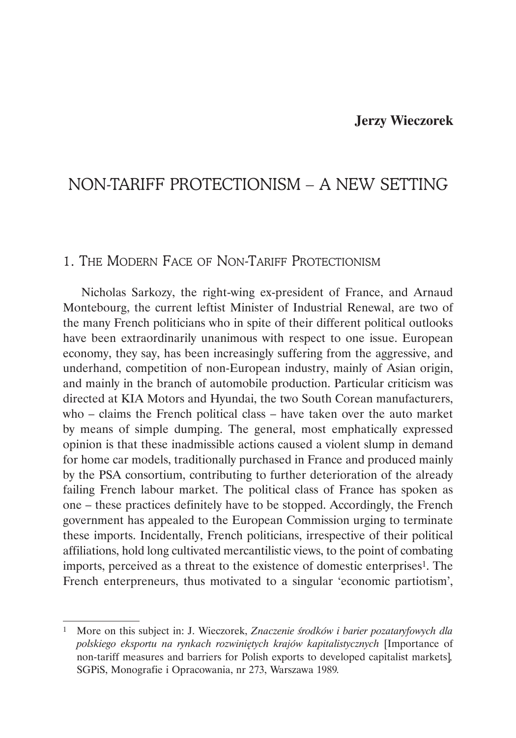**Jerzy Wieczorek**

# NON-TARIFF PROTECTIONISM – A NEW SETTING

## 1. The Modern Face of Non-Tariff Protectionism

Nicholas Sarkozy, the right-wing ex-president of France, and Arnaud Montebourg, the current leftist Minister of Industrial Renewal, are two of the many French politicians who in spite of their different political outlooks have been extraordinarily unanimous with respect to one issue. European economy, they say, has been increasingly suffering from the aggressive, and underhand, competition of non-European industry, mainly of Asian origin, and mainly in the branch of automobile production. Particular criticism was directed at KIA Motors and Hyundai, the two South Corean manufacturers, who – claims the French political class – have taken over the auto market by means of simple dumping. The general, most emphatically expressed opinion is that these inadmissible actions caused a violent slump in demand for home car models, traditionally purchased in France and produced mainly by the PSA consortium, contributing to further deterioration of the already failing French labour market. The political class of France has spoken as one – these practices definitely have to be stopped. Accordingly, the French government has appealed to the European Commission urging to terminate these imports. Incidentally, French politicians, irrespective of their political affiliations, hold long cultivated mercantilistic views, to the point of combating imports, perceived as a threat to the existence of domestic enterprises[1]. The French enterpreneurs, thus motivated to a singular 'economic partiotism',

---

[1] More on this subject in: J. Wieczorek, *Znaczenie środków i barier pozataryfowych dla polskiego eksportu na rynkach rozwiniętych krajów kapitalistycznych* [Importance of non-tariff measures and barriers for Polish exports to developed capitalist markets], SGPiS, Monografie i Opracowania, nr 273, Warszawa 1989.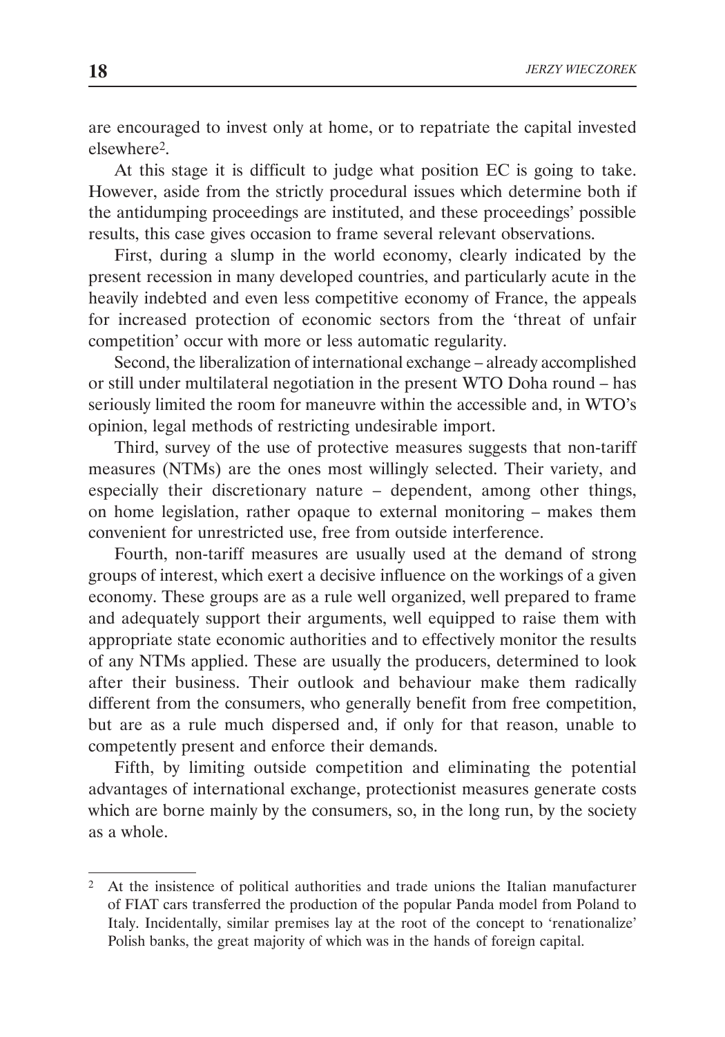are encouraged to invest only at home, or to repatriate the capital invested elsewhere[2].

At this stage it is difficult to judge what position EC is going to take. However, aside from the strictly procedural issues which determine both if the antidumping proceedings are instituted, and these proceedings' possible results, this case gives occasion to frame several relevant observations.

First, during a slump in the world economy, clearly indicated by the present recession in many developed countries, and particularly acute in the heavily indebted and even less competitive economy of France, the appeals for increased protection of economic sectors from the 'threat of unfair competition' occur with more or less automatic regularity.

Second, the liberalization of international exchange – already accomplished or still under multilateral negotiation in the present WTO Doha round – has seriously limited the room for maneuvre within the accessible and, in WTO's opinion, legal methods of restricting undesirable import.

Third, survey of the use of protective measures suggests that non-tariff measures (NTMs) are the ones most willingly selected. Their variety, and especially their discretionary nature – dependent, among other things, on home legislation, rather opaque to external monitoring – makes them convenient for unrestricted use, free from outside interference.

Fourth, non-tariff measures are usually used at the demand of strong groups of interest, which exert a decisive influence on the workings of a given economy. These groups are as a rule well organized, well prepared to frame and adequately support their arguments, well equipped to raise them with appropriate state economic authorities and to effectively monitor the results of any NTMs applied. These are usually the producers, determined to look after their business. Their outlook and behaviour make them radically different from the consumers, who generally benefit from free competition, but are as a rule much dispersed and, if only for that reason, unable to competently present and enforce their demands.

Fifth, by limiting outside competition and eliminating the potential advantages of international exchange, protectionist measures generate costs which are borne mainly by the consumers, so, in the long run, by the society as a whole.

---

[2] At the insistence of political authorities and trade unions the Italian manufacturer of FIAT cars transferred the production of the popular Panda model from Poland to Italy. Incidentally, similar premises lay at the root of the concept to 'renationalize' Polish banks, the great majority of which was in the hands of foreign capital.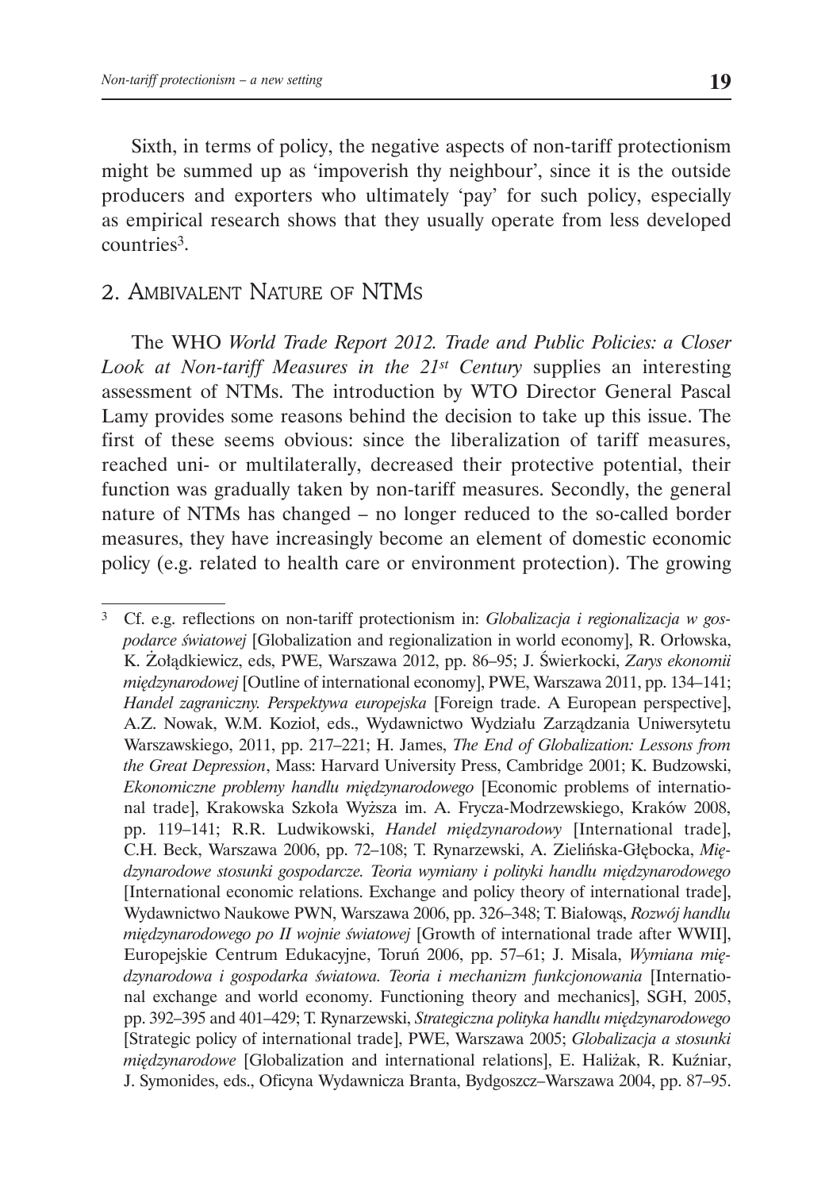Sixth, in terms of policy, the negative aspects of non-tariff protectionism might be summed up as 'impoverish thy neighbour', since it is the outside producers and exporters who ultimately 'pay' for such policy, especially as empirical research shows that they usually operate from less developed countries[3].

## 2. Ambivalent Nature of NTMs

The WHO *World Trade Report 2012. Trade and Public Policies: a Closer Look at Non-tariff Measures in the 21st Century* supplies an interesting assessment of NTMs. The introduction by WTO Director General Pascal Lamy provides some reasons behind the decision to take up this issue. The first of these seems obvious: since the liberalization of tariff measures, reached uni- or multilaterally, decreased their protective potential, their function was gradually taken by non-tariff measures. Secondly, the general nature of NTMs has changed – no longer reduced to the so-called border measures, they have increasingly become an element of domestic economic policy (e.g. related to health care or environment protection). The growing

---

[3] Cf. e.g. reflections on non-tariff protectionism in: *Globalizacja i regionalizacja w gospodarce światowej* [Globalization and regionalization in world economy], R. Orłowska, K. Żołądkiewicz, eds, PWE, Warszawa 2012, pp. 86–95; J. Świerkocki, *Zarys ekonomii międzynarodowej* [Outline of international economy], PWE, Warszawa 2011, pp. 134–141; *Handel zagraniczny. Perspektywa europejska* [Foreign trade. A European perspective], A.Z. Nowak, W.M. Kozioł, eds., Wydawnictwo Wydziału Zarządzania Uniwersytetu Warszawskiego, 2011, pp. 217–221; H. James, *The End of Globalization: Lessons from the Great Depression*, Mass: Harvard University Press, Cambridge 2001; K. Budzowski, *Ekonomiczne problemy handlu międzynarodowego* [Economic problems of international trade], Krakowska Szkoła Wyższa im. A. Frycza-Modrzewskiego, Kraków 2008, pp. 119–141; R.R. Ludwikowski, *Handel międzynarodowy* [International trade], C.H. Beck, Warszawa 2006, pp. 72–108; T. Rynarzewski, A. Zielińska-Głębocka, *Międzynarodowe stosunki gospodarcze. Teoria wymiany i polityki handlu międzynarodowego* [International economic relations. Exchange and policy theory of international trade], Wydawnictwo Naukowe PWN, Warszawa 2006, pp. 326–348; T. Białowąs, *Rozwój handlu międzynarodowego po II wojnie światowej* [Growth of international trade after WWII], Europejskie Centrum Edukacyjne, Toruń 2006, pp. 57–61; J. Misala, *Wymiana międzynarodowa i gospodarka światowa. Teoria i mechanizm funkcjonowania* [International exchange and world economy. Functioning theory and mechanics], SGH, 2005, pp. 392–395 and 401–429; T. Rynarzewski, *Strategiczna polityka handlu międzynarodowego* [Strategic policy of international trade], PWE, Warszawa 2005; *Globalizacja a stosunki międzynarodowe* [Globalization and international relations], E. Haliżak, R. Kuźniar, J. Symonides, eds., Oficyna Wydawnicza Branta, Bydgoszcz–Warszawa 2004, pp. 87–95.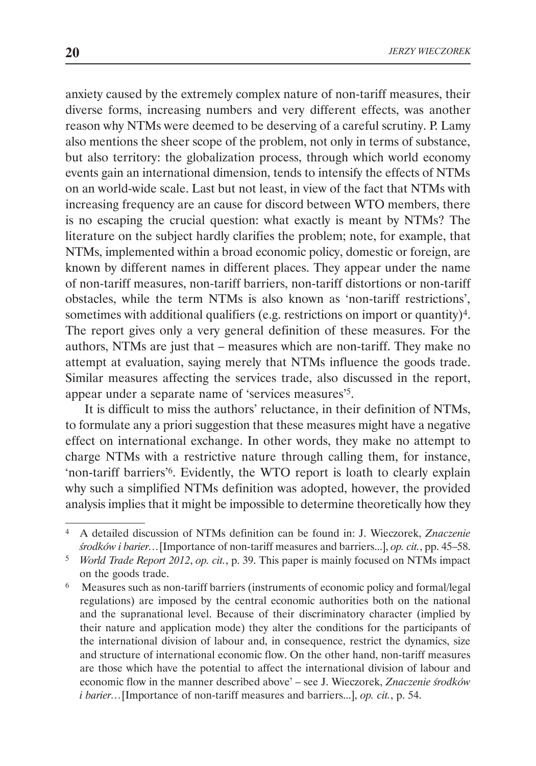anxiety caused by the extremely complex nature of non-tariff measures, their diverse forms, increasing numbers and very different effects, was another reason why NTMs were deemed to be deserving of a careful scrutiny. P. Lamy also mentions the sheer scope of the problem, not only in terms of substance, but also territory: the globalization process, through which world economy events gain an international dimension, tends to intensify the effects of NTMs on an world-wide scale. Last but not least, in view of the fact that NTMs with increasing frequency are an cause for discord between WTO members, there is no escaping the crucial question: what exactly is meant by NTMs? The literature on the subject hardly clarifies the problem; note, for example, that NTMs, implemented within a broad economic policy, domestic or foreign, are known by different names in different places. They appear under the name of non-tariff measures, non-tariff barriers, non-tariff distortions or non-tariff obstacles, while the term NTMs is also known as 'non-tariff restrictions', sometimes with additional qualifiers (e.g. restrictions on import or quantity)[4]. The report gives only a very general definition of these measures. For the authors, NTMs are just that – measures which are non-tariff. They make no attempt at evaluation, saying merely that NTMs influence the goods trade. Similar measures affecting the services trade, also discussed in the report, appear under a separate name of 'services measures'[5].

It is difficult to miss the authors' reluctance, in their definition of NTMs, to formulate any a priori suggestion that these measures might have a negative effect on international exchange. In other words, they make no attempt to charge NTMs with a restrictive nature through calling them, for instance, 'non-tariff barriers'[6]. Evidently, the WTO report is loath to clearly explain why such a simplified NTMs definition was adopted, however, the provided analysis implies that it might be impossible to determine theoretically how they

---

[4] A detailed discussion of NTMs definition can be found in: J. Wieczorek, *Znaczenie środków i barier…* [Importance of non-tariff measures and barriers...], *op. cit.*, pp. 45–58.

[5] *World Trade Report 2012*, *op. cit.*, p. 39. This paper is mainly focused on NTMs impact on the goods trade.

[6] Measures such as non-tariff barriers (instruments of economic policy and formal/legal regulations) are imposed by the central economic authorities both on the national and the supranational level. Because of their discriminatory character (implied by their nature and application mode) they alter the conditions for the participants of the international division of labour and, in consequence, restrict the dynamics, size and structure of international economic flow. On the other hand, non-tariff measures are those which have the potential to affect the international division of labour and economic flow in the manner described above' – see J. Wieczorek, *Znaczenie środków i barier…* [Importance of non-tariff measures and barriers...], *op. cit.*, p. 54.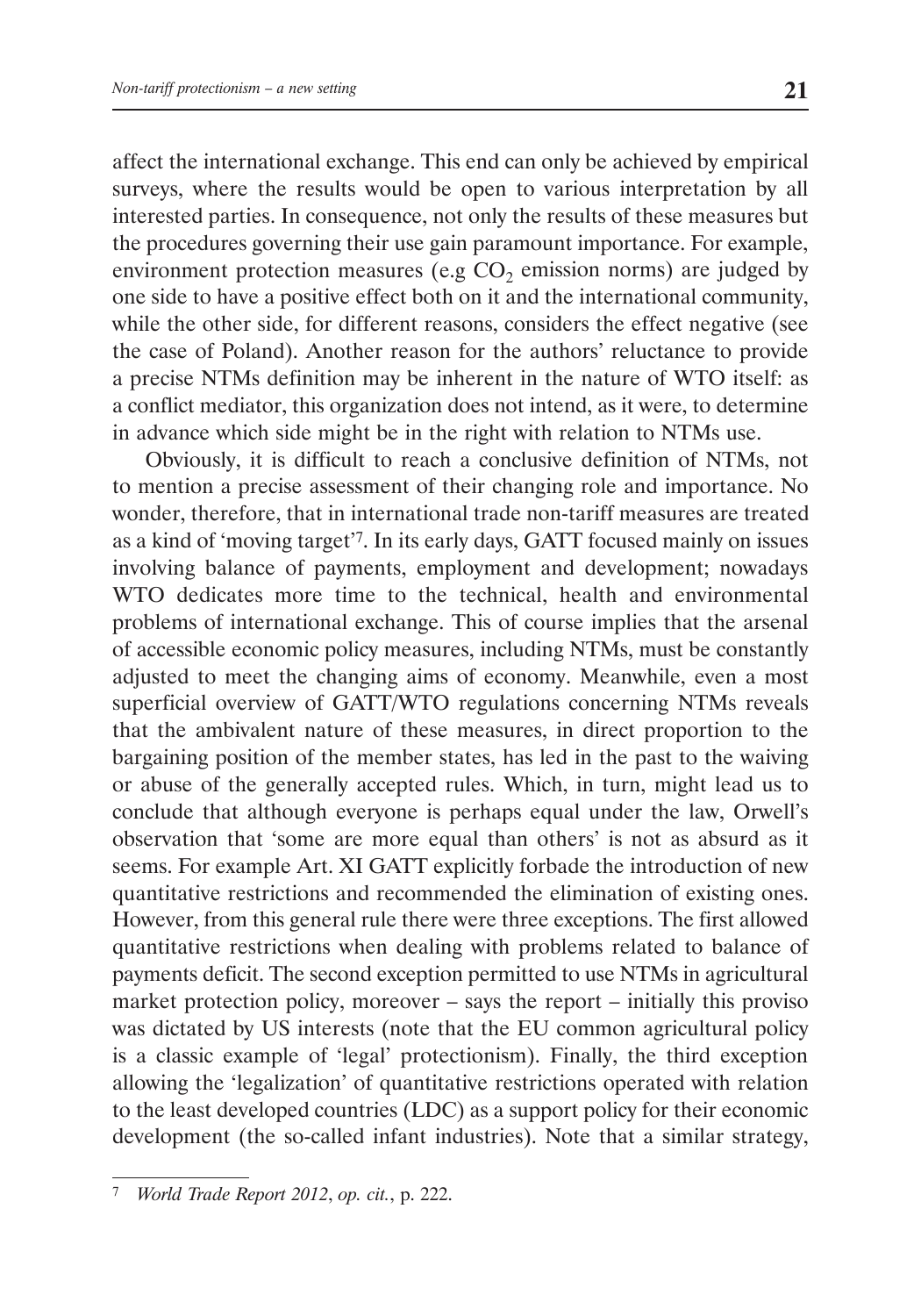affect the international exchange. This end can only be achieved by empirical surveys, where the results would be open to various interpretation by all interested parties. In consequence, not only the results of these measures but the procedures governing their use gain paramount importance. For example, environment protection measures (e.g $CO_2$ emission norms) are judged by one side to have a positive effect both on it and the international community, while the other side, for different reasons, considers the effect negative (see the case of Poland). Another reason for the authors' reluctance to provide a precise NTMs definition may be inherent in the nature of WTO itself: as a conflict mediator, this organization does not intend, as it were, to determine in advance which side might be in the right with relation to NTMs use.

Obviously, it is difficult to reach a conclusive definition of NTMs, not to mention a precise assessment of their changing role and importance. No wonder, therefore, that in international trade non-tariff measures are treated as a kind of 'moving target'[7]. In its early days, GATT focused mainly on issues involving balance of payments, employment and development; nowadays WTO dedicates more time to the technical, health and environmental problems of international exchange. This of course implies that the arsenal of accessible economic policy measures, including NTMs, must be constantly adjusted to meet the changing aims of economy. Meanwhile, even a most superficial overview of GATT/WTO regulations concerning NTMs reveals that the ambivalent nature of these measures, in direct proportion to the bargaining position of the member states, has led in the past to the waiving or abuse of the generally accepted rules. Which, in turn, might lead us to conclude that although everyone is perhaps equal under the law, Orwell's observation that 'some are more equal than others' is not as absurd as it seems. For example Art. XI GATT explicitly forbade the introduction of new quantitative restrictions and recommended the elimination of existing ones. However, from this general rule there were three exceptions. The first allowed quantitative restrictions when dealing with problems related to balance of payments deficit. The second exception permitted to use NTMs in agricultural market protection policy, moreover – says the report – initially this proviso was dictated by US interests (note that the EU common agricultural policy is a classic example of 'legal' protectionism). Finally, the third exception allowing the 'legalization' of quantitative restrictions operated with relation to the least developed countries (LDC) as a support policy for their economic development (the so-called infant industries). Note that a similar strategy,

---

[7] *World Trade Report 2012*, *op. cit.*, p. 222.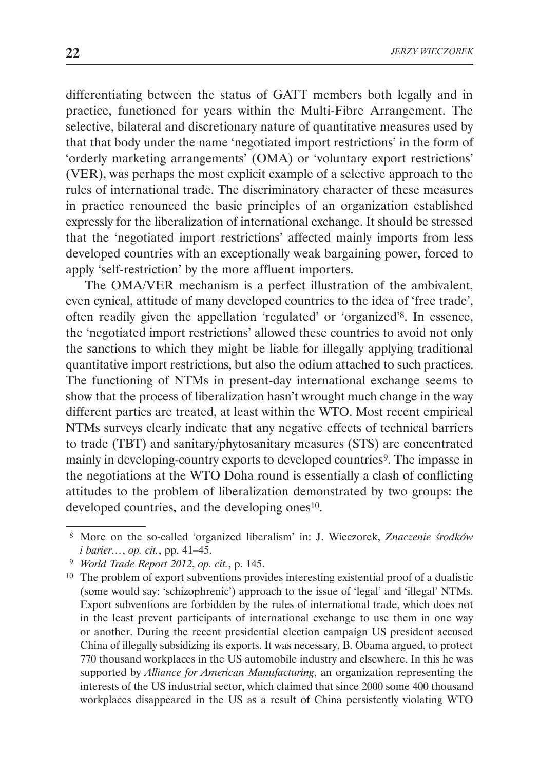differentiating between the status of GATT members both legally and in practice, functioned for years within the Multi-Fibre Arrangement. The selective, bilateral and discretionary nature of quantitative measures used by that that body under the name 'negotiated import restrictions' in the form of 'orderly marketing arrangements' (OMA) or 'voluntary export restrictions' (VER), was perhaps the most explicit example of a selective approach to the rules of international trade. The discriminatory character of these measures in practice renounced the basic principles of an organization established expressly for the liberalization of international exchange. It should be stressed that the 'negotiated import restrictions' affected mainly imports from less developed countries with an exceptionally weak bargaining power, forced to apply 'self-restriction' by the more affluent importers.

The OMA/VER mechanism is a perfect illustration of the ambivalent, even cynical, attitude of many developed countries to the idea of 'free trade', often readily given the appellation 'regulated' or 'organized'[8]. In essence, the 'negotiated import restrictions' allowed these countries to avoid not only the sanctions to which they might be liable for illegally applying traditional quantitative import restrictions, but also the odium attached to such practices. The functioning of NTMs in present-day international exchange seems to show that the process of liberalization hasn't wrought much change in the way different parties are treated, at least within the WTO. Most recent empirical NTMs surveys clearly indicate that any negative effects of technical barriers to trade (TBT) and sanitary/phytosanitary measures (STS) are concentrated mainly in developing-country exports to developed countries[9]. The impasse in the negotiations at the WTO Doha round is essentially a clash of conflicting attitudes to the problem of liberalization demonstrated by two groups: the developed countries, and the developing ones[10].

---

[8] More on the so-called 'organized liberalism' in: J. Wieczorek, *Znaczenie środków i barier…*, *op. cit.*, pp. 41–45.

[9] *World Trade Report 2012*, *op. cit.*, p. 145.

[10] The problem of export subventions provides interesting existential proof of a dualistic (some would say: 'schizophrenic') approach to the issue of 'legal' and 'illegal' NTMs. Export subventions are forbidden by the rules of international trade, which does not in the least prevent participants of international exchange to use them in one way or another. During the recent presidential election campaign US president accused China of illegally subsidizing its exports. It was necessary, B. Obama argued, to protect 770 thousand workplaces in the US automobile industry and elsewhere. In this he was supported by *Alliance for American Manufacturing*, an organization representing the interests of the US industrial sector, which claimed that since 2000 some 400 thousand workplaces disappeared in the US as a result of China persistently violating WTO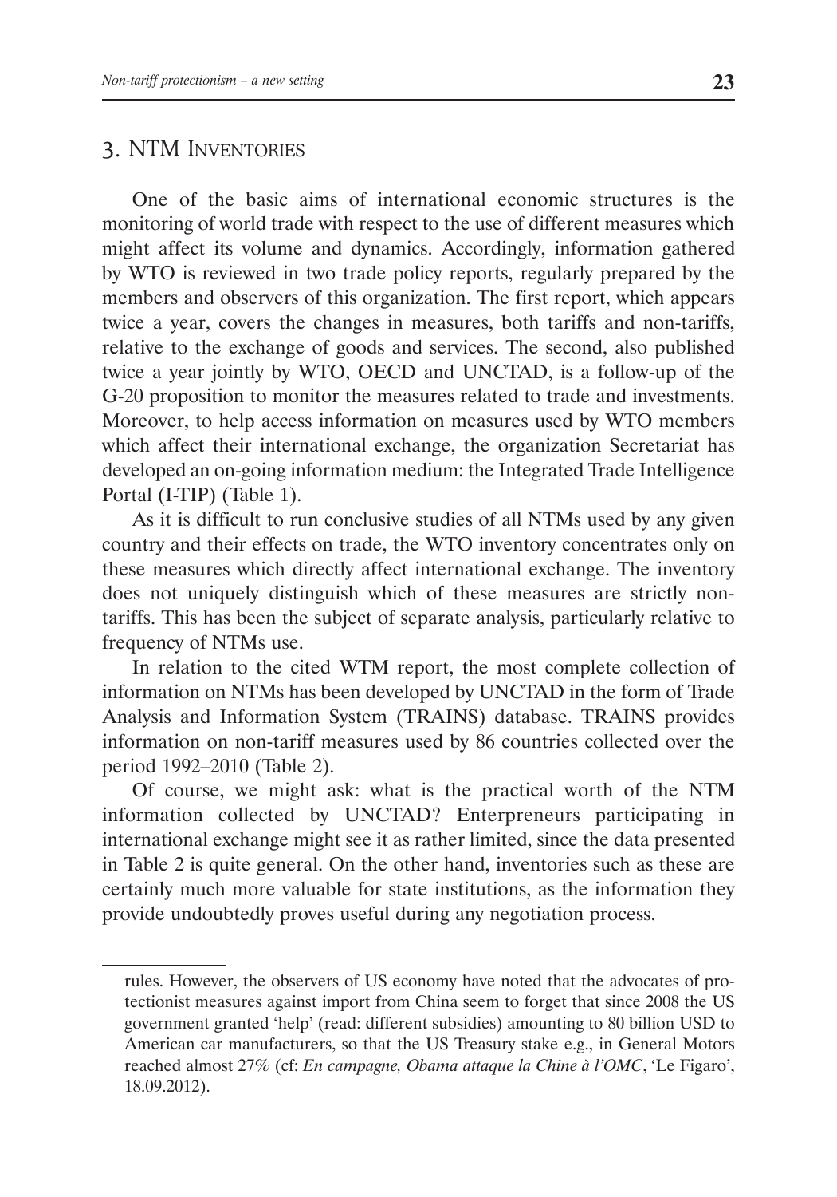## 3. NTM Inventories

One of the basic aims of international economic structures is the monitoring of world trade with respect to the use of different measures which might affect its volume and dynamics. Accordingly, information gathered by WTO is reviewed in two trade policy reports, regularly prepared by the members and observers of this organization. The first report, which appears twice a year, covers the changes in measures, both tariffs and non-tariffs, relative to the exchange of goods and services. The second, also published twice a year jointly by WTO, OECD and UNCTAD, is a follow-up of the G-20 proposition to monitor the measures related to trade and investments. Moreover, to help access information on measures used by WTO members which affect their international exchange, the organization Secretariat has developed an on-going information medium: the Integrated Trade Intelligence Portal (I-TIP) (Table 1).

As it is difficult to run conclusive studies of all NTMs used by any given country and their effects on trade, the WTO inventory concentrates only on these measures which directly affect international exchange. The inventory does not uniquely distinguish which of these measures are strictly non-tariffs. This has been the subject of separate analysis, particularly relative to frequency of NTMs use.

In relation to the cited WTM report, the most complete collection of information on NTMs has been developed by UNCTAD in the form of Trade Analysis and Information System (TRAINS) database. TRAINS provides information on non-tariff measures used by 86 countries collected over the period 1992–2010 (Table 2).

Of course, we might ask: what is the practical worth of the NTM information collected by UNCTAD? Enterpreneurs participating in international exchange might see it as rather limited, since the data presented in Table 2 is quite general. On the other hand, inventories such as these are certainly much more valuable for state institutions, as the information they provide undoubtedly proves useful during any negotiation process.

---

rules. However, the observers of US economy have noted that the advocates of protectionist measures against import from China seem to forget that since 2008 the US government granted 'help' (read: different subsidies) amounting to 80 billion USD to American car manufacturers, so that the US Treasury stake e.g., in General Motors reached almost 27% (cf: *En campagne, Obama attaque la Chine à l'OMC*, 'Le Figaro', 18.09.2012).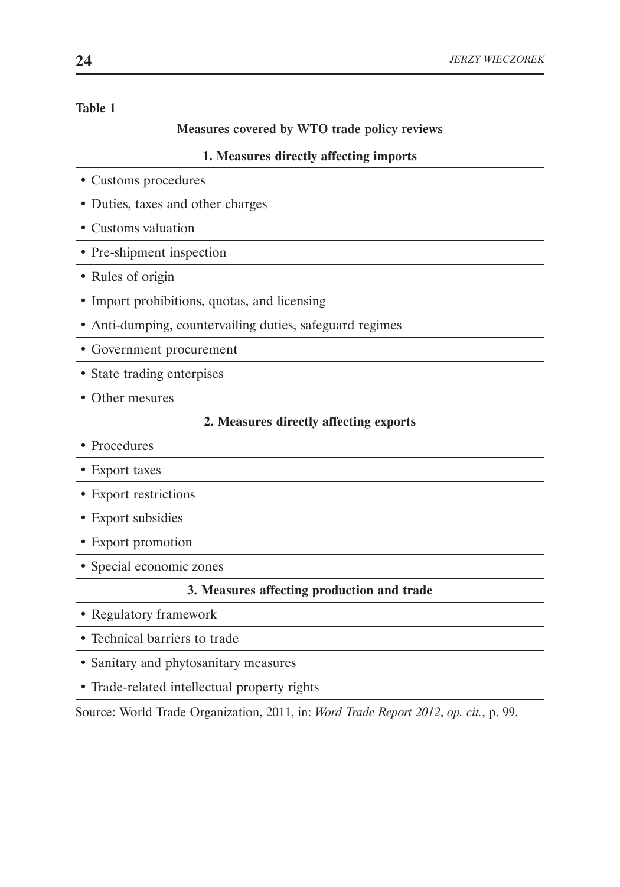**Table 1**

**Measures covered by WTO trade policy reviews**

| **1. Measures directly affecting imports** |
|---|
| • Customs procedures |
| • Duties, taxes and other charges |
| • Customs valuation |
| • Pre-shipment inspection |
| • Rules of origin |
| • Import prohibitions, quotas, and licensing |
| • Anti-dumping, countervailing duties, safeguard regimes |
| • Government procurement |
| • State trading enterpises |
| • Other mesures |
| **2. Measures directly affecting exports** |
| • Procedures |
| • Export taxes |
| • Export restrictions |
| • Export subsidies |
| • Export promotion |
| • Special economic zones |
| **3. Measures affecting production and trade** |
| • Regulatory framework |
| • Technical barriers to trade |
| • Sanitary and phytosanitary measures |
| • Trade-related intellectual property rights |

Source: World Trade Organization, 2011, in: *Word Trade Report 2012*, *op. cit.*, p. 99.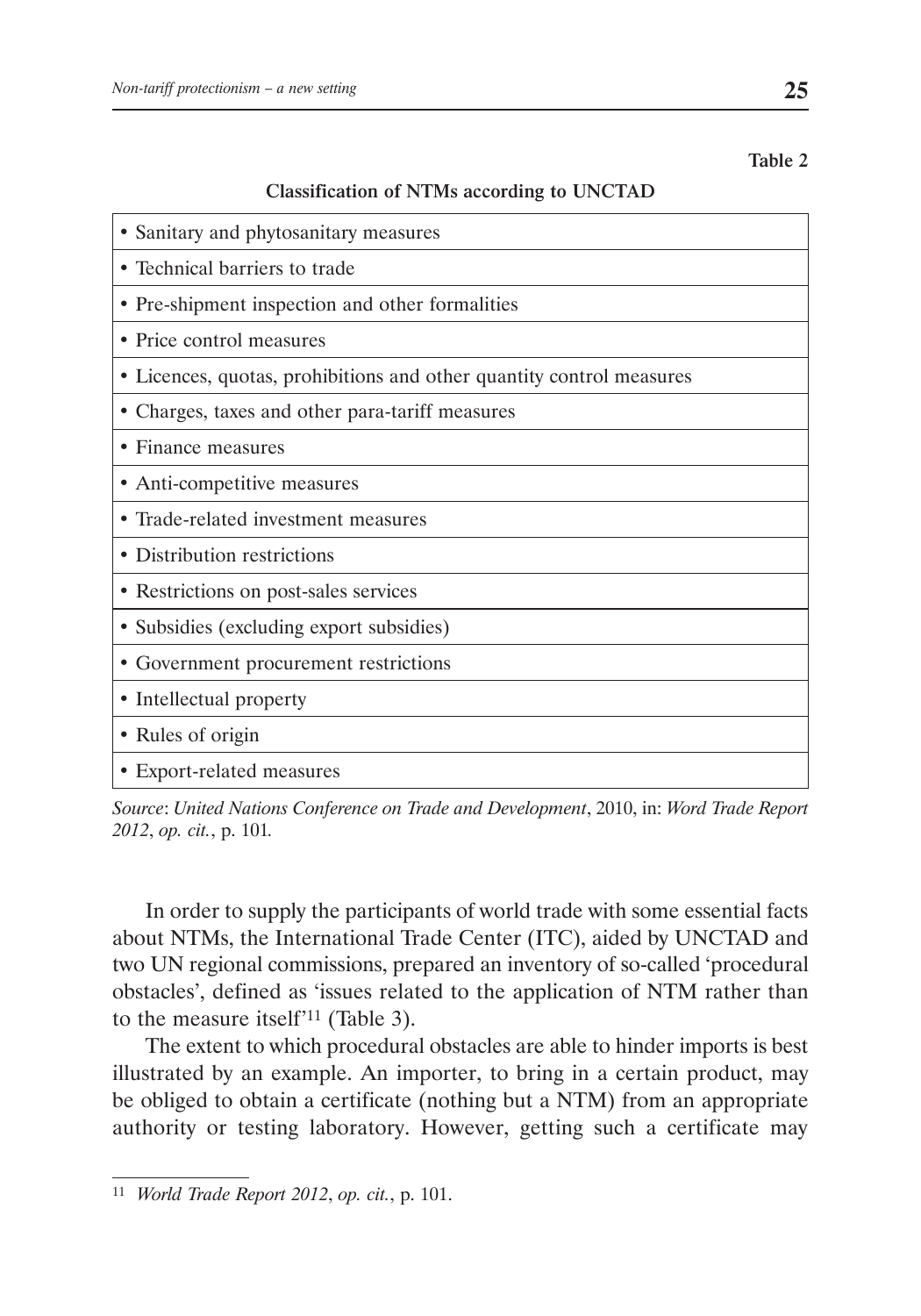Table 2

**Classification of NTMs according to UNCTAD**

| Classification of NTMs according to UNCTAD |
|---|
| • Sanitary and phytosanitary measures |
| • Technical barriers to trade |
| • Pre-shipment inspection and other formalities |
| • Price control measures |
| • Licences, quotas, prohibitions and other quantity control measures |
| • Charges, taxes and other para-tariff measures |
| • Finance measures |
| • Anti-competitive measures |
| • Trade-related investment measures |
| • Distribution restrictions |
| • Restrictions on post-sales services |
| • Subsidies (excluding export subsidies) |
| • Government procurement restrictions |
| • Intellectual property |
| • Rules of origin |
| • Export-related measures |

*Source*: *United Nations Conference on Trade and Development*, 2010, in: *Word Trade Report 2012*, *op. cit.*, p. 101.

In order to supply the participants of world trade with some essential facts about NTMs, the International Trade Center (ITC), aided by UNCTAD and two UN regional commissions, prepared an inventory of so-called 'procedural obstacles', defined as 'issues related to the application of NTM rather than to the measure itself'[11] (Table 3).

The extent to which procedural obstacles are able to hinder imports is best illustrated by an example. An importer, to bring in a certain product, may be obliged to obtain a certificate (nothing but a NTM) from an appropriate authority or testing laboratory. However, getting such a certificate may

[11] *World Trade Report 2012*, *op. cit.*, p. 101.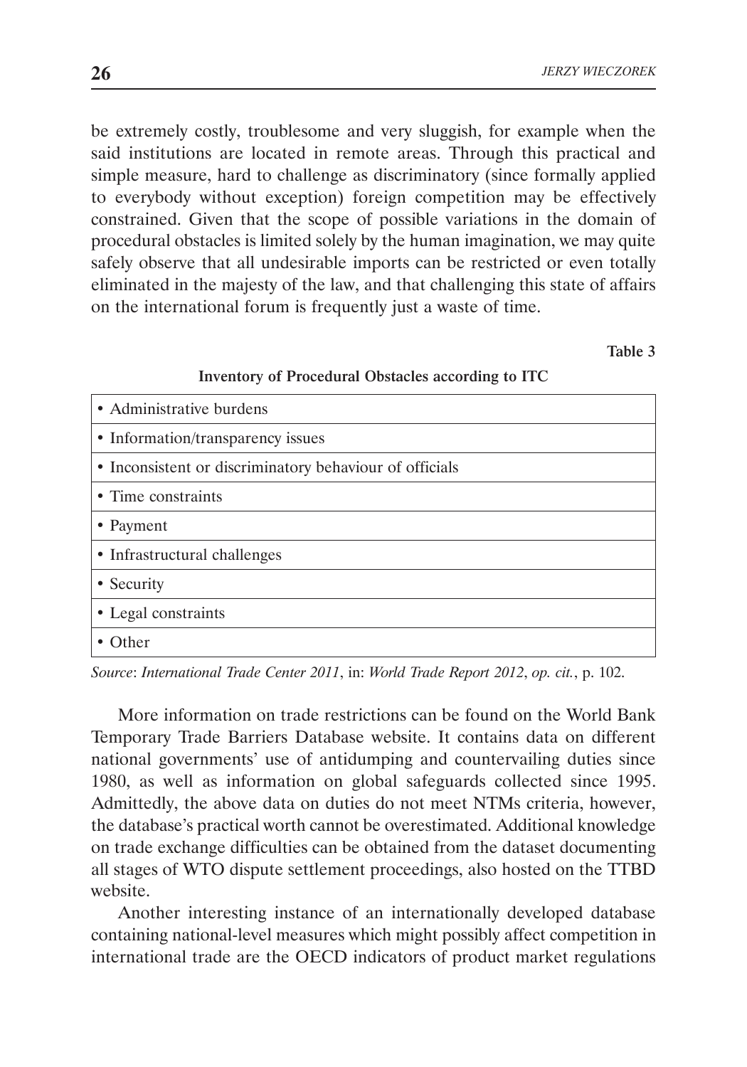be extremely costly, troublesome and very sluggish, for example when the said institutions are located in remote areas. Through this practical and simple measure, hard to challenge as discriminatory (since formally applied to everybody without exception) foreign competition may be effectively constrained. Given that the scope of possible variations in the domain of procedural obstacles is limited solely by the human imagination, we may quite safely observe that all undesirable imports can be restricted or even totally eliminated in the majesty of the law, and that challenging this state of affairs on the international forum is frequently just a waste of time.

**Table 3**

**Inventory of Procedural Obstacles according to ITC**

| |
|---|
| • Administrative burdens |
| • Information/transparency issues |
| • Inconsistent or discriminatory behaviour of officials |
| • Time constraints |
| • Payment |
| • Infrastructural challenges |
| • Security |
| • Legal constraints |
| • Other |

*Source*: *International Trade Center 2011*, in: *World Trade Report 2012*, *op. cit.*, p. 102.

More information on trade restrictions can be found on the World Bank Temporary Trade Barriers Database website. It contains data on different national governments' use of antidumping and countervailing duties since 1980, as well as information on global safeguards collected since 1995. Admittedly, the above data on duties do not meet NTMs criteria, however, the database's practical worth cannot be overestimated. Additional knowledge on trade exchange difficulties can be obtained from the dataset documenting all stages of WTO dispute settlement proceedings, also hosted on the TTBD website.

Another interesting instance of an internationally developed database containing national-level measures which might possibly affect competition in international trade are the OECD indicators of product market regulations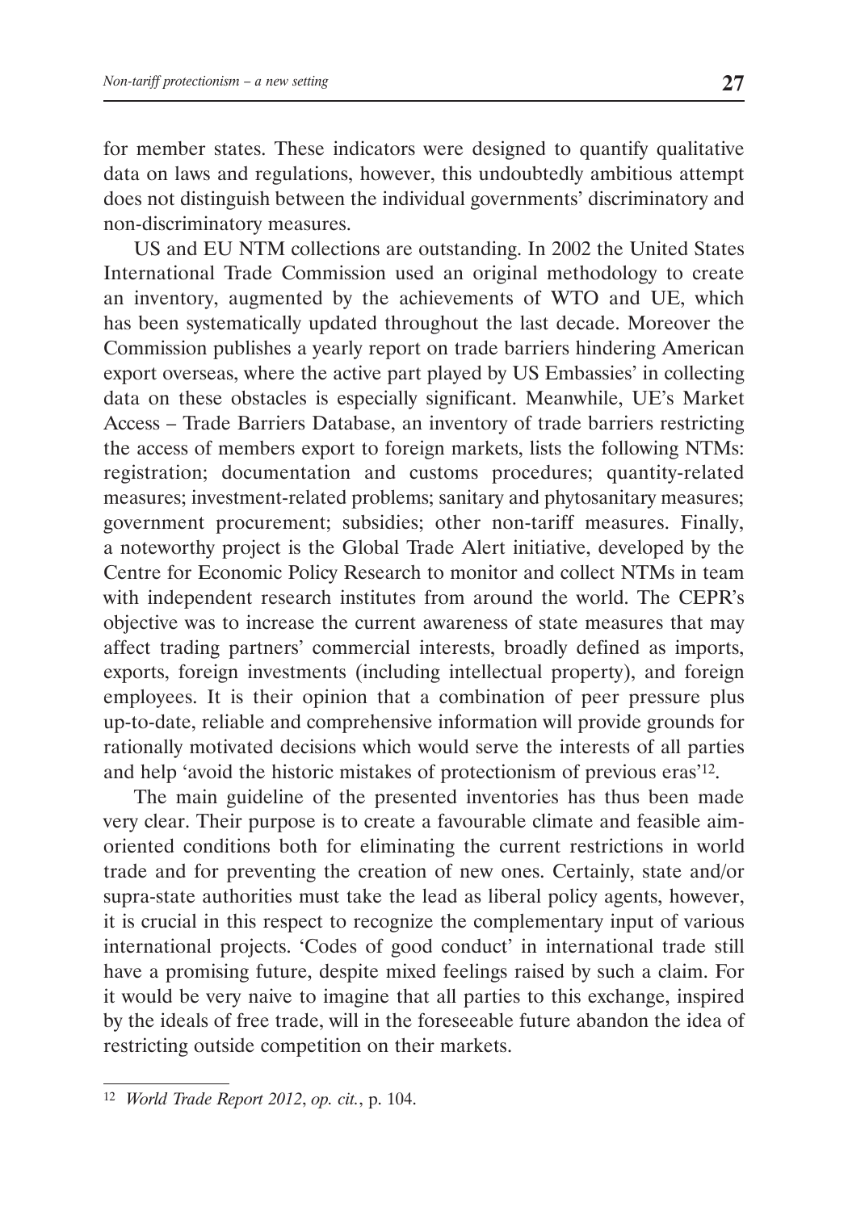for member states. These indicators were designed to quantify qualitative data on laws and regulations, however, this undoubtedly ambitious attempt does not distinguish between the individual governments' discriminatory and non-discriminatory measures.

US and EU NTM collections are outstanding. In 2002 the United States International Trade Commission used an original methodology to create an inventory, augmented by the achievements of WTO and UE, which has been systematically updated throughout the last decade. Moreover the Commission publishes a yearly report on trade barriers hindering American export overseas, where the active part played by US Embassies' in collecting data on these obstacles is especially significant. Meanwhile, UE's Market Access – Trade Barriers Database, an inventory of trade barriers restricting the access of members export to foreign markets, lists the following NTMs: registration; documentation and customs procedures; quantity-related measures; investment-related problems; sanitary and phytosanitary measures; government procurement; subsidies; other non-tariff measures. Finally, a noteworthy project is the Global Trade Alert initiative, developed by the Centre for Economic Policy Research to monitor and collect NTMs in team with independent research institutes from around the world. The CEPR's objective was to increase the current awareness of state measures that may affect trading partners' commercial interests, broadly defined as imports, exports, foreign investments (including intellectual property), and foreign employees. It is their opinion that a combination of peer pressure plus up-to-date, reliable and comprehensive information will provide grounds for rationally motivated decisions which would serve the interests of all parties and help 'avoid the historic mistakes of protectionism of previous eras'[12].

The main guideline of the presented inventories has thus been made very clear. Their purpose is to create a favourable climate and feasible aim-oriented conditions both for eliminating the current restrictions in world trade and for preventing the creation of new ones. Certainly, state and/or supra-state authorities must take the lead as liberal policy agents, however, it is crucial in this respect to recognize the complementary input of various international projects. 'Codes of good conduct' in international trade still have a promising future, despite mixed feelings raised by such a claim. For it would be very naive to imagine that all parties to this exchange, inspired by the ideals of free trade, will in the foreseeable future abandon the idea of restricting outside competition on their markets.

---

[12] *World Trade Report 2012*, *op. cit.*, p. 104.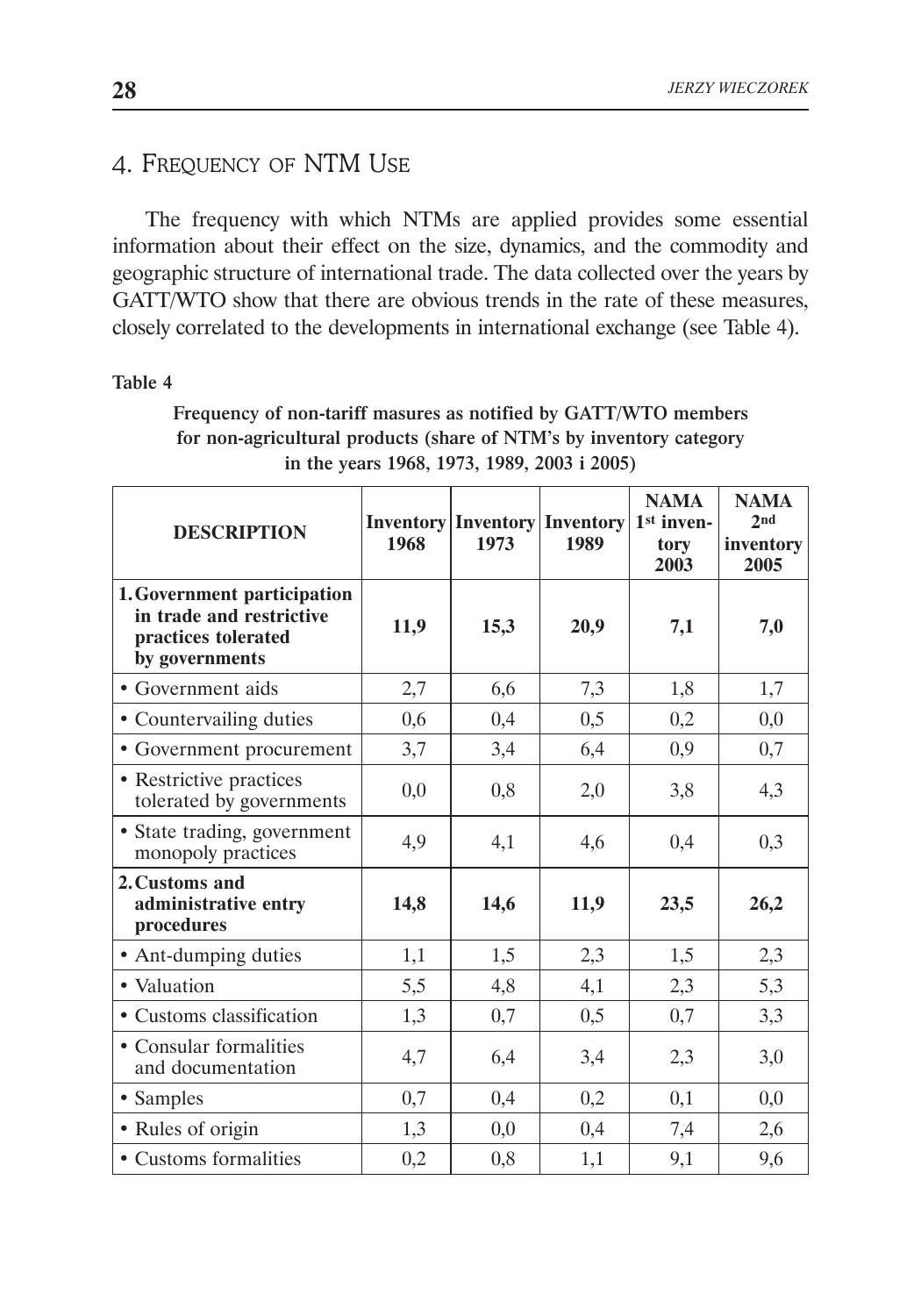## 4. Frequency of NTM Use

The frequency with which NTMs are applied provides some essential information about their effect on the size, dynamics, and the commodity and geographic structure of international trade. The data collected over the years by GATT/WTO show that there are obvious trends in the rate of these measures, closely correlated to the developments in international exchange (see Table 4).

**Table 4**

**Frequency of non-tariff masures as notified by GATT/WTO members for non-agricultural products (share of NTM's by inventory category in the years 1968, 1973, 1989, 2003 i 2005)**

| DESCRIPTION | Inventory 1968 | Inventory 1973 | Inventory 1989 | NAMA 1st inventory 2003 | NAMA 2nd inventory 2005 |
|---|---|---|---|---|---|
| **1. Government participation in trade and restrictive practices tolerated by governments** | **11,9** | **15,3** | **20,9** | **7,1** | **7,0** |
| • Government aids | 2,7 | 6,6 | 7,3 | 1,8 | 1,7 |
| • Countervailing duties | 0,6 | 0,4 | 0,5 | 0,2 | 0,0 |
| • Government procurement | 3,7 | 3,4 | 6,4 | 0,9 | 0,7 |
| • Restrictive practices tolerated by governments | 0,0 | 0,8 | 2,0 | 3,8 | 4,3 |
| • State trading, government monopoly practices | 4,9 | 4,1 | 4,6 | 0,4 | 0,3 |
| **2. Customs and administrative entry procedures** | **14,8** | **14,6** | **11,9** | **23,5** | **26,2** |
| • Ant-dumping duties | 1,1 | 1,5 | 2,3 | 1,5 | 2,3 |
| • Valuation | 5,5 | 4,8 | 4,1 | 2,3 | 5,3 |
| • Customs classification | 1,3 | 0,7 | 0,5 | 0,7 | 3,3 |
| • Consular formalities and documentation | 4,7 | 6,4 | 3,4 | 2,3 | 3,0 |
| • Samples | 0,7 | 0,4 | 0,2 | 0,1 | 0,0 |
| • Rules of origin | 1,3 | 0,0 | 0,4 | 7,4 | 2,6 |
| • Customs formalities | 0,2 | 0,8 | 1,1 | 9,1 | 9,6 |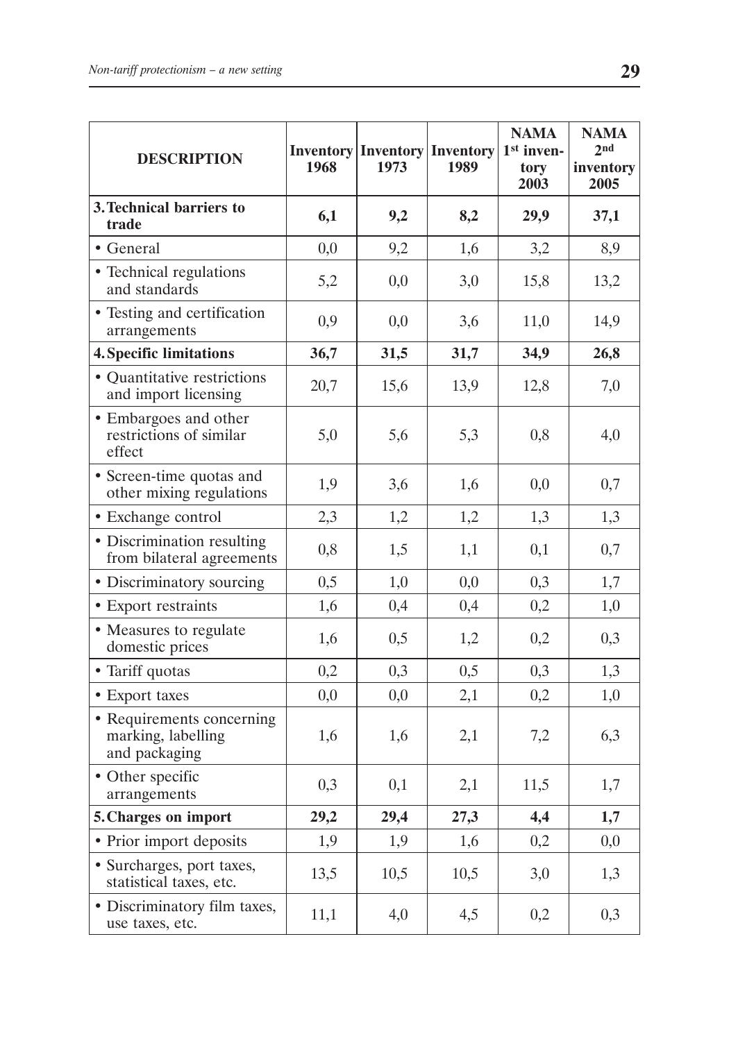| DESCRIPTION | Inventory 1968 | Inventory 1973 | Inventory 1989 | NAMA 1st inventory 2003 | NAMA 2nd inventory 2005 |
|---|---|---|---|---|---|
| **3. Technical barriers to trade** | **6,1** | **9,2** | **8,2** | **29,9** | **37,1** |
| • General | 0,0 | 9,2 | 1,6 | 3,2 | 8,9 |
| • Technical regulations and standards | 5,2 | 0,0 | 3,0 | 15,8 | 13,2 |
| • Testing and certification arrangements | 0,9 | 0,0 | 3,6 | 11,0 | 14,9 |
| **4. Specific limitations** | **36,7** | **31,5** | **31,7** | **34,9** | **26,8** |
| • Quantitative restrictions and import licensing | 20,7 | 15,6 | 13,9 | 12,8 | 7,0 |
| • Embargoes and other restrictions of similar effect | 5,0 | 5,6 | 5,3 | 0,8 | 4,0 |
| • Screen-time quotas and other mixing regulations | 1,9 | 3,6 | 1,6 | 0,0 | 0,7 |
| • Exchange control | 2,3 | 1,2 | 1,2 | 1,3 | 1,3 |
| • Discrimination resulting from bilateral agreements | 0,8 | 1,5 | 1,1 | 0,1 | 0,7 |
| • Discriminatory sourcing | 0,5 | 1,0 | 0,0 | 0,3 | 1,7 |
| • Export restraints | 1,6 | 0,4 | 0,4 | 0,2 | 1,0 |
| • Measures to regulate domestic prices | 1,6 | 0,5 | 1,2 | 0,2 | 0,3 |
| • Tariff quotas | 0,2 | 0,3 | 0,5 | 0,3 | 1,3 |
| • Export taxes | 0,0 | 0,0 | 2,1 | 0,2 | 1,0 |
| • Requirements concerning marking, labelling and packaging | 1,6 | 1,6 | 2,1 | 7,2 | 6,3 |
| • Other specific arrangements | 0,3 | 0,1 | 2,1 | 11,5 | 1,7 |
| **5. Charges on import** | **29,2** | **29,4** | **27,3** | **4,4** | **1,7** |
| • Prior import deposits | 1,9 | 1,9 | 1,6 | 0,2 | 0,0 |
| • Surcharges, port taxes, statistical taxes, etc. | 13,5 | 10,5 | 10,5 | 3,0 | 1,3 |
| • Discriminatory film taxes, use taxes, etc. | 11,1 | 4,0 | 4,5 | 0,2 | 0,3 |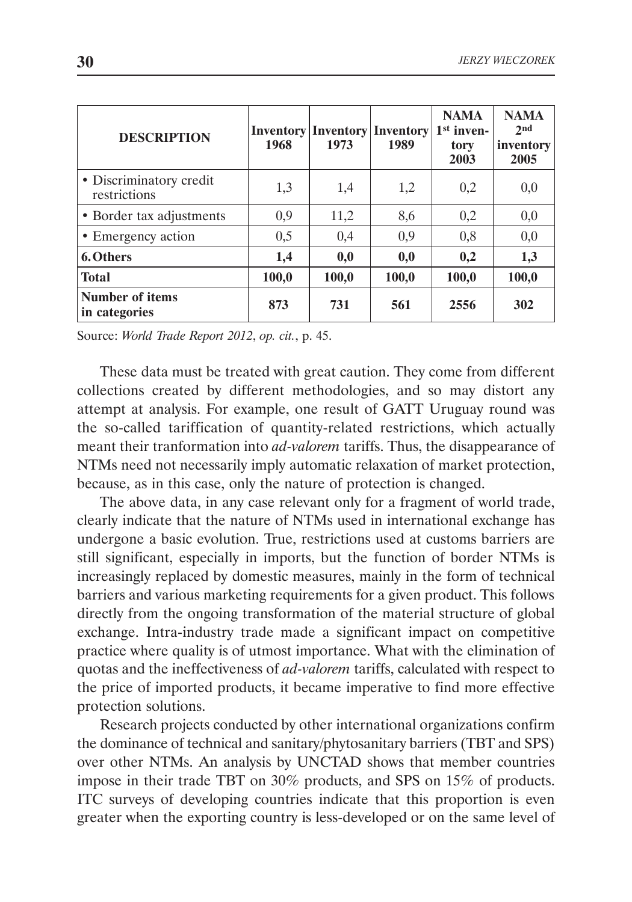| DESCRIPTION | Inventory 1968 | Inventory 1973 | Inventory 1989 | NAMA 1st inventory 2003 | NAMA 2nd inventory 2005 |
|---|---|---|---|---|---|
| • Discriminatory credit restrictions | 1,3 | 1,4 | 1,2 | 0,2 | 0,0 |
| • Border tax adjustments | 0,9 | 11,2 | 8,6 | 0,2 | 0,0 |
| • Emergency action | 0,5 | 0,4 | 0,9 | 0,8 | 0,0 |
| **6. Others** | **1,4** | **0,0** | **0,0** | **0,2** | **1,3** |
| **Total** | **100,0** | **100,0** | **100,0** | **100,0** | **100,0** |
| **Number of items in categories** | **873** | **731** | **561** | **2556** | **302** |

Source: *World Trade Report 2012*, *op. cit.*, p. 45.

These data must be treated with great caution. They come from different collections created by different methodologies, and so may distort any attempt at analysis. For example, one result of GATT Uruguay round was the so-called tariffication of quantity-related restrictions, which actually meant their tranformation into *ad-valorem* tariffs. Thus, the disappearance of NTMs need not necessarily imply automatic relaxation of market protection, because, as in this case, only the nature of protection is changed.

The above data, in any case relevant only for a fragment of world trade, clearly indicate that the nature of NTMs used in international exchange has undergone a basic evolution. True, restrictions used at customs barriers are still significant, especially in imports, but the function of border NTMs is increasingly replaced by domestic measures, mainly in the form of technical barriers and various marketing requirements for a given product. This follows directly from the ongoing transformation of the material structure of global exchange. Intra-industry trade made a significant impact on competitive practice where quality is of utmost importance. What with the elimination of quotas and the ineffectiveness of *ad-valorem* tariffs, calculated with respect to the price of imported products, it became imperative to find more effective protection solutions.

Research projects conducted by other international organizations confirm the dominance of technical and sanitary/phytosanitary barriers (TBT and SPS) over other NTMs. An analysis by UNCTAD shows that member countries impose in their trade TBT on 30% products, and SPS on 15% of products. ITC surveys of developing countries indicate that this proportion is even greater when the exporting country is less-developed or on the same level of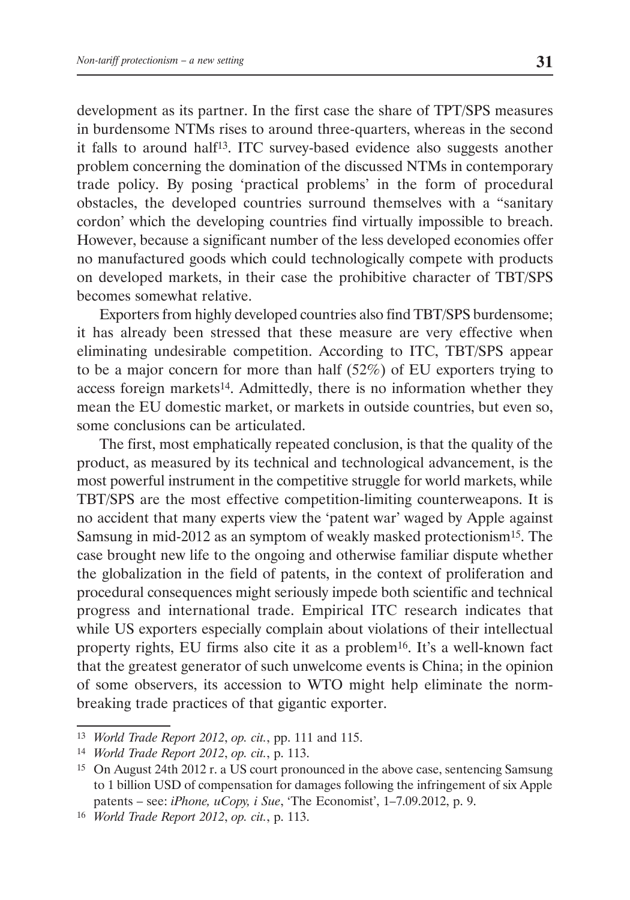development as its partner. In the first case the share of TPT/SPS measures in burdensome NTMs rises to around three-quarters, whereas in the second it falls to around half[13]. ITC survey-based evidence also suggests another problem concerning the domination of the discussed NTMs in contemporary trade policy. By posing 'practical problems' in the form of procedural obstacles, the developed countries surround themselves with a "sanitary cordon' which the developing countries find virtually impossible to breach. However, because a significant number of the less developed economies offer no manufactured goods which could technologically compete with products on developed markets, in their case the prohibitive character of TBT/SPS becomes somewhat relative.

Exporters from highly developed countries also find TBT/SPS burdensome; it has already been stressed that these measure are very effective when eliminating undesirable competition. According to ITC, TBT/SPS appear to be a major concern for more than half (52%) of EU exporters trying to access foreign markets[14]. Admittedly, there is no information whether they mean the EU domestic market, or markets in outside countries, but even so, some conclusions can be articulated.

The first, most emphatically repeated conclusion, is that the quality of the product, as measured by its technical and technological advancement, is the most powerful instrument in the competitive struggle for world markets, while TBT/SPS are the most effective competition-limiting counterweapons. It is no accident that many experts view the 'patent war' waged by Apple against Samsung in mid-2012 as an symptom of weakly masked protectionism[15]. The case brought new life to the ongoing and otherwise familiar dispute whether the globalization in the field of patents, in the context of proliferation and procedural consequences might seriously impede both scientific and technical progress and international trade. Empirical ITC research indicates that while US exporters especially complain about violations of their intellectual property rights, EU firms also cite it as a problem[16]. It's a well-known fact that the greatest generator of such unwelcome events is China; in the opinion of some observers, its accession to WTO might help eliminate the norm-breaking trade practices of that gigantic exporter.

---

[13] *World Trade Report 2012*, *op. cit.*, pp. 111 and 115.

[14] *World Trade Report 2012*, *op. cit.*, p. 113.

[15] On August 24th 2012 r. a US court pronounced in the above case, sentencing Samsung to 1 billion USD of compensation for damages following the infringement of six Apple patents – see: *iPhone, uCopy, i Sue*, 'The Economist', 1–7.09.2012, p. 9.

[16] *World Trade Report 2012*, *op. cit.*, p. 113.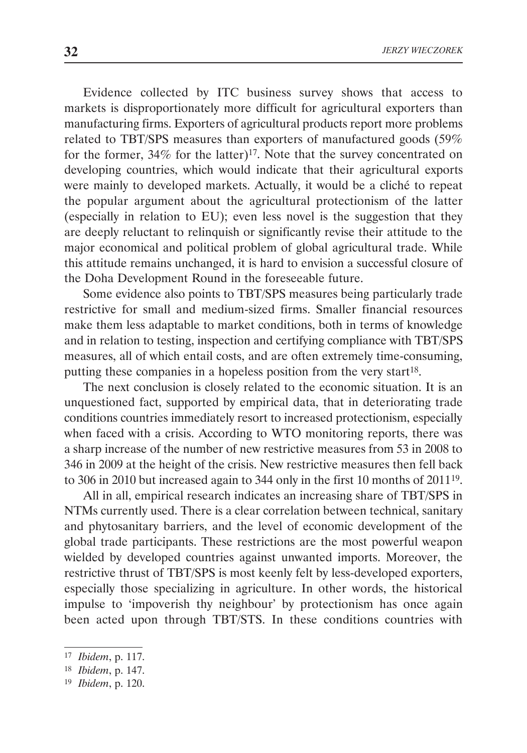Evidence collected by ITC business survey shows that access to markets is disproportionately more difficult for agricultural exporters than manufacturing firms. Exporters of agricultural products report more problems related to TBT/SPS measures than exporters of manufactured goods (59% for the former, 34% for the latter)[17]. Note that the survey concentrated on developing countries, which would indicate that their agricultural exports were mainly to developed markets. Actually, it would be a cliché to repeat the popular argument about the agricultural protectionism of the latter (especially in relation to EU); even less novel is the suggestion that they are deeply reluctant to relinquish or significantly revise their attitude to the major economical and political problem of global agricultural trade. While this attitude remains unchanged, it is hard to envision a successful closure of the Doha Development Round in the foreseeable future.

Some evidence also points to TBT/SPS measures being particularly trade restrictive for small and medium-sized firms. Smaller financial resources make them less adaptable to market conditions, both in terms of knowledge and in relation to testing, inspection and certifying compliance with TBT/SPS measures, all of which entail costs, and are often extremely time-consuming, putting these companies in a hopeless position from the very start[18].

The next conclusion is closely related to the economic situation. It is an unquestioned fact, supported by empirical data, that in deteriorating trade conditions countries immediately resort to increased protectionism, especially when faced with a crisis. According to WTO monitoring reports, there was a sharp increase of the number of new restrictive measures from 53 in 2008 to 346 in 2009 at the height of the crisis. New restrictive measures then fell back to 306 in 2010 but increased again to 344 only in the first 10 months of 2011[19].

All in all, empirical research indicates an increasing share of TBT/SPS in NTMs currently used. There is a clear correlation between technical, sanitary and phytosanitary barriers, and the level of economic development of the global trade participants. These restrictions are the most powerful weapon wielded by developed countries against unwanted imports. Moreover, the restrictive thrust of TBT/SPS is most keenly felt by less-developed exporters, especially those specializing in agriculture. In other words, the historical impulse to 'impoverish thy neighbour' by protectionism has once again been acted upon through TBT/STS. In these conditions countries with

---

[17] *Ibidem*, p. 117.

[18] *Ibidem*, p. 147.

[19] *Ibidem*, p. 120.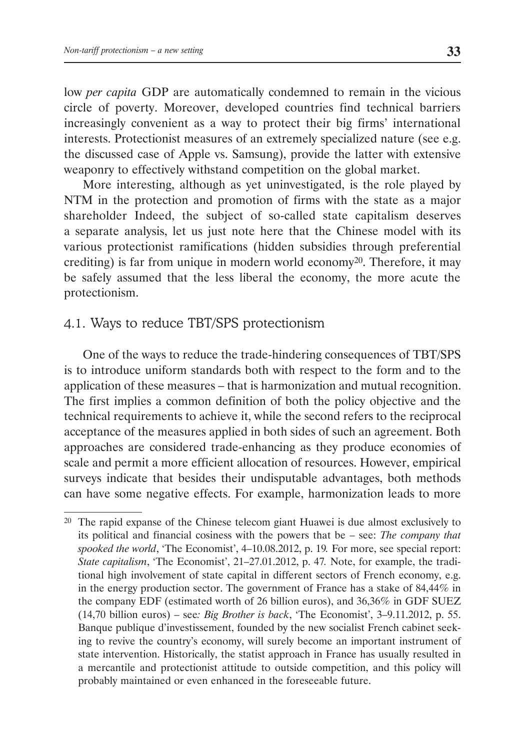low *per capita* GDP are automatically condemned to remain in the vicious circle of poverty. Moreover, developed countries find technical barriers increasingly convenient as a way to protect their big firms' international interests. Protectionist measures of an extremely specialized nature (see e.g. the discussed case of Apple vs. Samsung), provide the latter with extensive weaponry to effectively withstand competition on the global market.

More interesting, although as yet uninvestigated, is the role played by NTM in the protection and promotion of firms with the state as a major shareholder Indeed, the subject of so-called state capitalism deserves a separate analysis, let us just note here that the Chinese model with its various protectionist ramifications (hidden subsidies through preferential crediting) is far from unique in modern world economy[20]. Therefore, it may be safely assumed that the less liberal the economy, the more acute the protectionism.

## 4.1. Ways to reduce TBT/SPS protectionism

One of the ways to reduce the trade-hindering consequences of TBT/SPS is to introduce uniform standards both with respect to the form and to the application of these measures – that is harmonization and mutual recognition. The first implies a common definition of both the policy objective and the technical requirements to achieve it, while the second refers to the reciprocal acceptance of the measures applied in both sides of such an agreement. Both approaches are considered trade-enhancing as they produce economies of scale and permit a more efficient allocation of resources. However, empirical surveys indicate that besides their undisputable advantages, both methods can have some negative effects. For example, harmonization leads to more

---

[20] The rapid expanse of the Chinese telecom giant Huawei is due almost exclusively to its political and financial cosiness with the powers that be – see: *The company that spooked the world*, 'The Economist', 4–10.08.2012, p. 19. For more, see special report: *State capitalism*, 'The Economist', 21–27.01.2012, p. 47. Note, for example, the traditional high involvement of state capital in different sectors of French economy, e.g. in the energy production sector. The government of France has a stake of 84,44% in the company EDF (estimated worth of 26 billion euros), and 36,36% in GDF SUEZ (14,70 billion euros) – see*: Big Brother is back*, 'The Economist', 3–9.11.2012, p. 55. Banque publique d'investissement, founded by the new socialist French cabinet seeking to revive the country's economy, will surely become an important instrument of state intervention. Historically, the statist approach in France has usually resulted in a mercantile and protectionist attitude to outside competition, and this policy will probably maintained or even enhanced in the foreseeable future.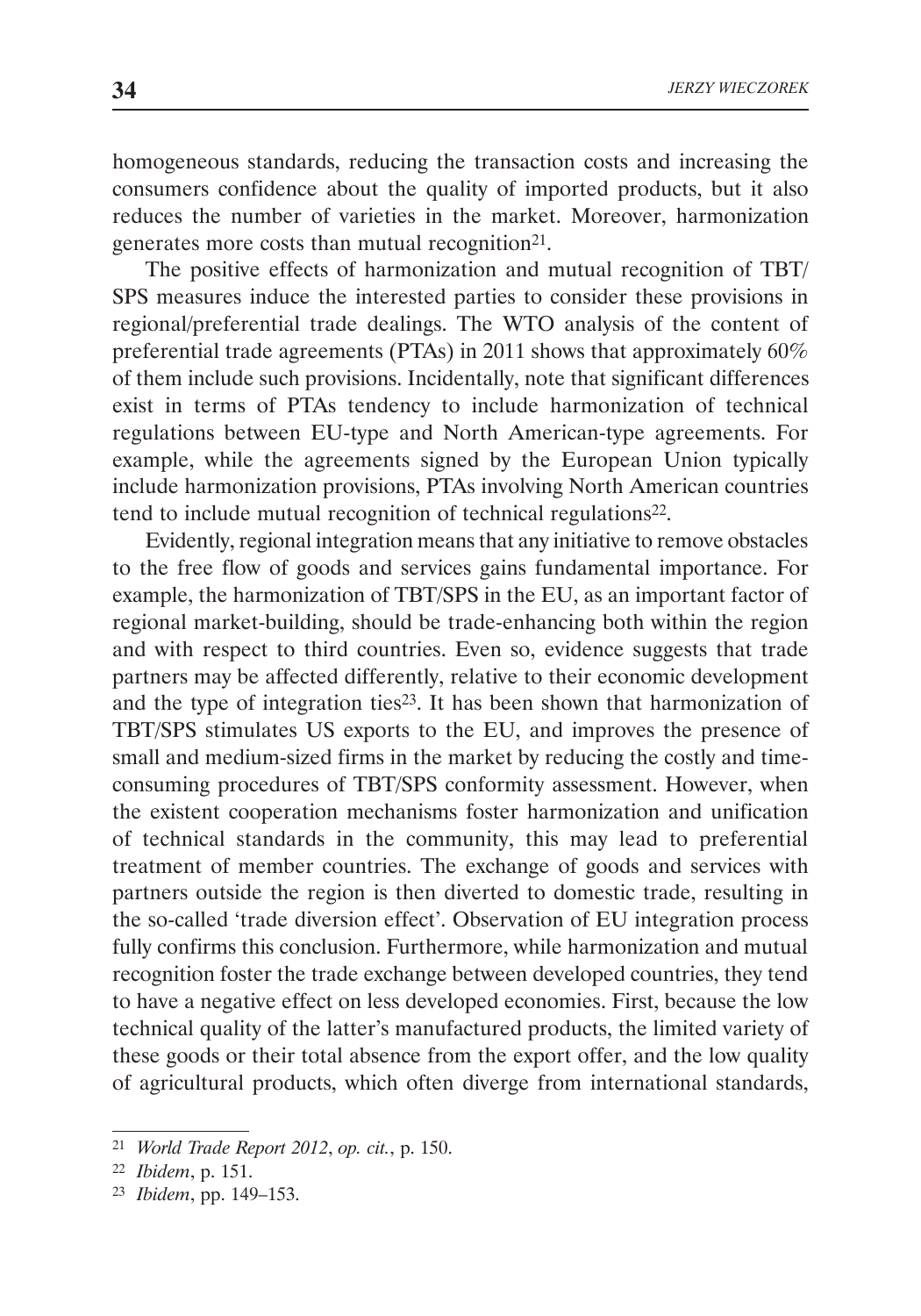homogeneous standards, reducing the transaction costs and increasing the consumers confidence about the quality of imported products, but it also reduces the number of varieties in the market. Moreover, harmonization generates more costs than mutual recognition[21].

The positive effects of harmonization and mutual recognition of TBT/SPS measures induce the interested parties to consider these provisions in regional/preferential trade dealings. The WTO analysis of the content of preferential trade agreements (PTAs) in 2011 shows that approximately 60% of them include such provisions. Incidentally, note that significant differences exist in terms of PTAs tendency to include harmonization of technical regulations between EU-type and North American-type agreements. For example, while the agreements signed by the European Union typically include harmonization provisions, PTAs involving North American countries tend to include mutual recognition of technical regulations[22].

Evidently, regional integration means that any initiative to remove obstacles to the free flow of goods and services gains fundamental importance. For example, the harmonization of TBT/SPS in the EU, as an important factor of regional market-building, should be trade-enhancing both within the region and with respect to third countries. Even so, evidence suggests that trade partners may be affected differently, relative to their economic development and the type of integration ties[23]. It has been shown that harmonization of TBT/SPS stimulates US exports to the EU, and improves the presence of small and medium-sized firms in the market by reducing the costly and time-consuming procedures of TBT/SPS conformity assessment. However, when the existent cooperation mechanisms foster harmonization and unification of technical standards in the community, this may lead to preferential treatment of member countries. The exchange of goods and services with partners outside the region is then diverted to domestic trade, resulting in the so-called 'trade diversion effect'. Observation of EU integration process fully confirms this conclusion. Furthermore, while harmonization and mutual recognition foster the trade exchange between developed countries, they tend to have a negative effect on less developed economies. First, because the low technical quality of the latter's manufactured products, the limited variety of these goods or their total absence from the export offer, and the low quality of agricultural products, which often diverge from international standards,

---

[21] *World Trade Report 2012*, *op. cit.*, p. 150.

[22] *Ibidem*, p. 151.

[23] *Ibidem*, pp. 149–153.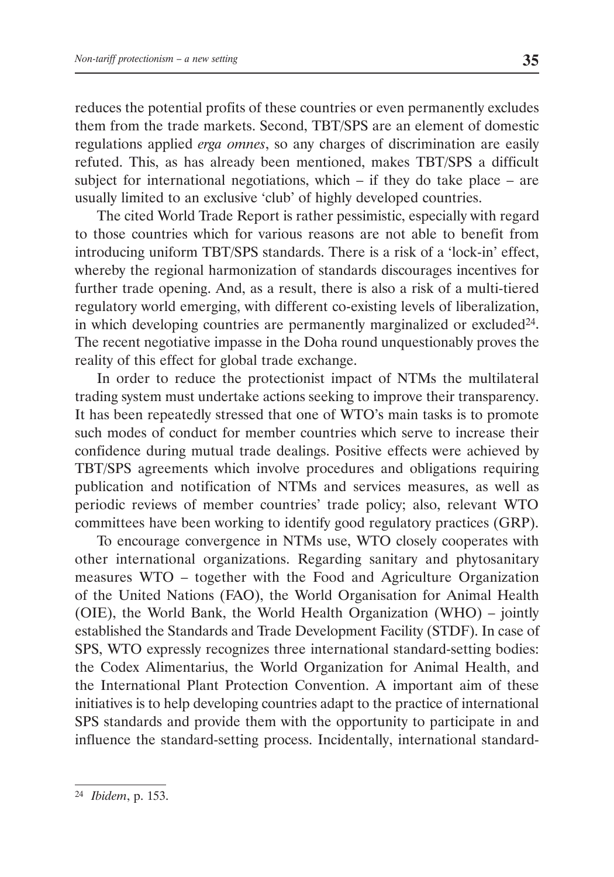reduces the potential profits of these countries or even permanently excludes them from the trade markets. Second, TBT/SPS are an element of domestic regulations applied *erga omnes*, so any charges of discrimination are easily refuted. This, as has already been mentioned, makes TBT/SPS a difficult subject for international negotiations, which – if they do take place – are usually limited to an exclusive 'club' of highly developed countries.

The cited World Trade Report is rather pessimistic, especially with regard to those countries which for various reasons are not able to benefit from introducing uniform TBT/SPS standards. There is a risk of a 'lock-in' effect, whereby the regional harmonization of standards discourages incentives for further trade opening. And, as a result, there is also a risk of a multi-tiered regulatory world emerging, with different co-existing levels of liberalization, in which developing countries are permanently marginalized or excluded[24]. The recent negotiative impasse in the Doha round unquestionably proves the reality of this effect for global trade exchange.

In order to reduce the protectionist impact of NTMs the multilateral trading system must undertake actions seeking to improve their transparency. It has been repeatedly stressed that one of WTO's main tasks is to promote such modes of conduct for member countries which serve to increase their confidence during mutual trade dealings. Positive effects were achieved by TBT/SPS agreements which involve procedures and obligations requiring publication and notification of NTMs and services measures, as well as periodic reviews of member countries' trade policy; also, relevant WTO committees have been working to identify good regulatory practices (GRP).

To encourage convergence in NTMs use, WTO closely cooperates with other international organizations. Regarding sanitary and phytosanitary measures WTO – together with the Food and Agriculture Organization of the United Nations (FAO), the World Organisation for Animal Health (OIE), the World Bank, the World Health Organization (WHO) – jointly established the Standards and Trade Development Facility (STDF). In case of SPS, WTO expressly recognizes three international standard-setting bodies: the Codex Alimentarius, the World Organization for Animal Health, and the International Plant Protection Convention. A important aim of these initiatives is to help developing countries adapt to the practice of international SPS standards and provide them with the opportunity to participate in and influence the standard-setting process. Incidentally, international standard-

[24] *Ibidem*, p. 153.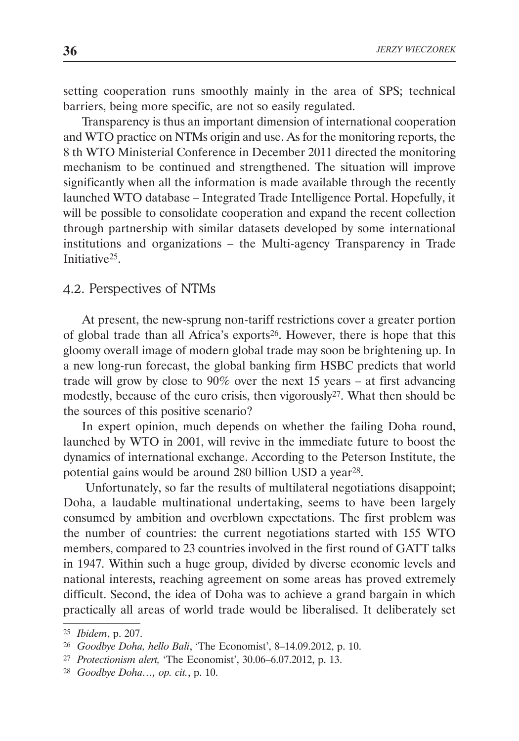setting cooperation runs smoothly mainly in the area of SPS; technical barriers, being more specific, are not so easily regulated.

Transparency is thus an important dimension of international cooperation and WTO practice on NTMs origin and use. As for the monitoring reports, the 8 th WTO Ministerial Conference in December 2011 directed the monitoring mechanism to be continued and strengthened. The situation will improve significantly when all the information is made available through the recently launched WTO database – Integrated Trade Intelligence Portal. Hopefully, it will be possible to consolidate cooperation and expand the recent collection through partnership with similar datasets developed by some international institutions and organizations – the Multi-agency Transparency in Trade Initiative[25].

## 4.2. Perspectives of NTMs

At present, the new-sprung non-tariff restrictions cover a greater portion of global trade than all Africa's exports[26]. However, there is hope that this gloomy overall image of modern global trade may soon be brightening up. In a new long-run forecast, the global banking firm HSBC predicts that world trade will grow by close to 90% over the next 15 years – at first advancing modestly, because of the euro crisis, then vigorously[27]. What then should be the sources of this positive scenario?

In expert opinion, much depends on whether the failing Doha round, launched by WTO in 2001, will revive in the immediate future to boost the dynamics of international exchange. According to the Peterson Institute, the potential gains would be around 280 billion USD a year[28].

Unfortunately, so far the results of multilateral negotiations disappoint; Doha, a laudable multinational undertaking, seems to have been largely consumed by ambition and overblown expectations. The first problem was the number of countries: the current negotiations started with 155 WTO members, compared to 23 countries involved in the first round of GATT talks in 1947. Within such a huge group, divided by diverse economic levels and national interests, reaching agreement on some areas has proved extremely difficult. Second, the idea of Doha was to achieve a grand bargain in which practically all areas of world trade would be liberalised. It deliberately set

---

[25] *Ibidem*, p. 207.

[26] *Goodbye Doha, hello Bali*, 'The Economist', 8–14.09.2012, p. 10.

[27] *Protectionism alert,* 'The Economist', 30.06–6.07.2012, p. 13.

[28] *Goodbye Doha…, op. cit.*, p. 10.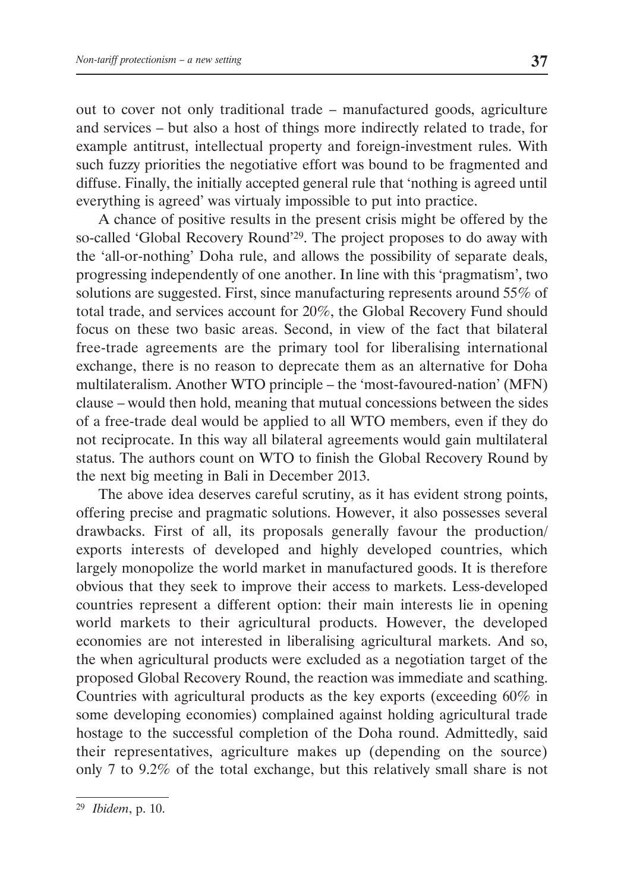out to cover not only traditional trade – manufactured goods, agriculture and services – but also a host of things more indirectly related to trade, for example antitrust, intellectual property and foreign-investment rules. With such fuzzy priorities the negotiative effort was bound to be fragmented and diffuse. Finally, the initially accepted general rule that 'nothing is agreed until everything is agreed' was virtualy impossible to put into practice.

A chance of positive results in the present crisis might be offered by the so-called 'Global Recovery Round'[29]. The project proposes to do away with the 'all-or-nothing' Doha rule, and allows the possibility of separate deals, progressing independently of one another. In line with this 'pragmatism', two solutions are suggested. First, since manufacturing represents around 55% of total trade, and services account for 20%, the Global Recovery Fund should focus on these two basic areas. Second, in view of the fact that bilateral free-trade agreements are the primary tool for liberalising international exchange, there is no reason to deprecate them as an alternative for Doha multilateralism. Another WTO principle – the 'most-favoured-nation' (MFN) clause – would then hold, meaning that mutual concessions between the sides of a free-trade deal would be applied to all WTO members, even if they do not reciprocate. In this way all bilateral agreements would gain multilateral status. The authors count on WTO to finish the Global Recovery Round by the next big meeting in Bali in December 2013.

The above idea deserves careful scrutiny, as it has evident strong points, offering precise and pragmatic solutions. However, it also possesses several drawbacks. First of all, its proposals generally favour the production/exports interests of developed and highly developed countries, which largely monopolize the world market in manufactured goods. It is therefore obvious that they seek to improve their access to markets. Less-developed countries represent a different option: their main interests lie in opening world markets to their agricultural products. However, the developed economies are not interested in liberalising agricultural markets. And so, the when agricultural products were excluded as a negotiation target of the proposed Global Recovery Round, the reaction was immediate and scathing. Countries with agricultural products as the key exports (exceeding 60% in some developing economies) complained against holding agricultural trade hostage to the successful completion of the Doha round. Admittedly, said their representatives, agriculture makes up (depending on the source) only 7 to 9.2% of the total exchange, but this relatively small share is not

[29] *Ibidem*, p. 10.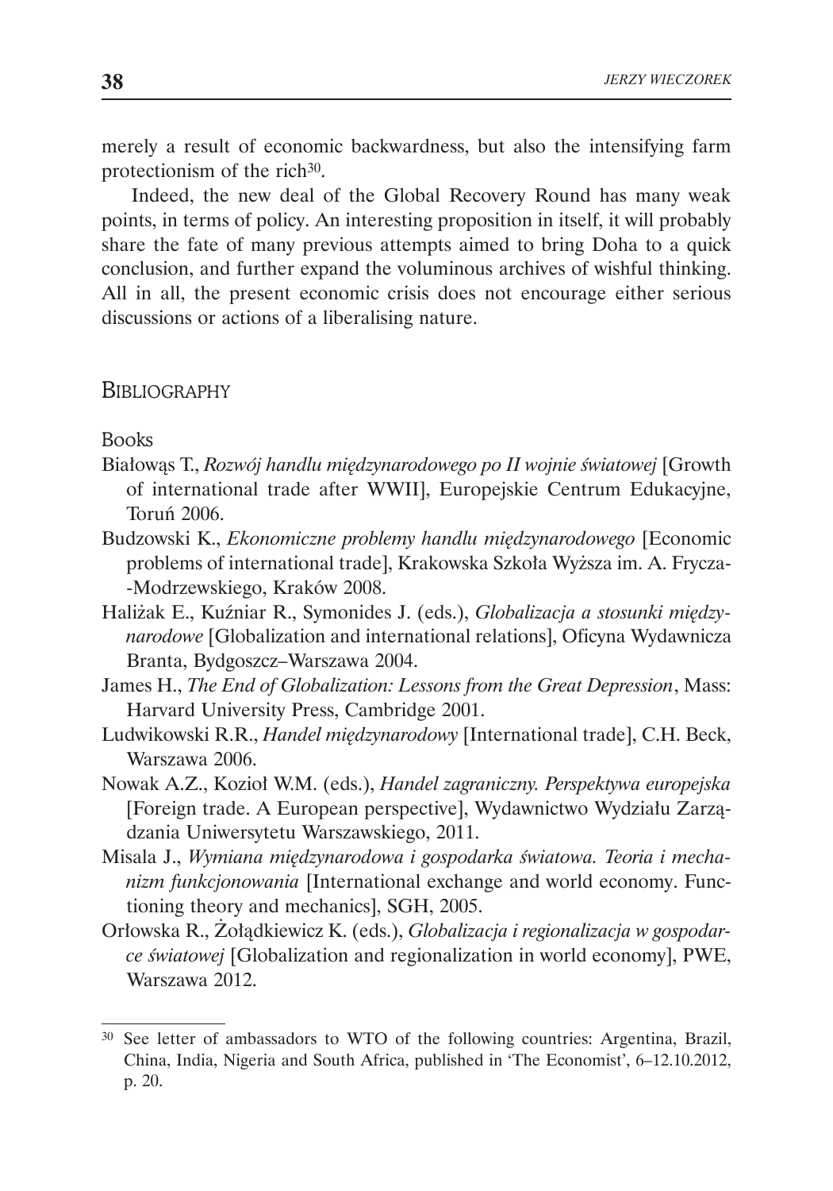merely a result of economic backwardness, but also the intensifying farm protectionism of the rich[30].

Indeed, the new deal of the Global Recovery Round has many weak points, in terms of policy. An interesting proposition in itself, it will probably share the fate of many previous attempts aimed to bring Doha to a quick conclusion, and further expand the voluminous archives of wishful thinking. All in all, the present economic crisis does not encourage either serious discussions or actions of a liberalising nature.

## Bibliography

Books

Białowąs T., *Rozwój handlu międzynarodowego po II wojnie światowej* [Growth of international trade after WWII], Europejskie Centrum Edukacyjne, Toruń 2006.

Budzowski K., *Ekonomiczne problemy handlu międzynarodowego* [Economic problems of international trade], Krakowska Szkoła Wyższa im. A. Frycza-Modrzewskiego, Kraków 2008.

Haliżak E., Kuźniar R., Symonides J. (eds.), *Globalizacja a stosunki międzynarodowe* [Globalization and international relations], Oficyna Wydawnicza Branta, Bydgoszcz–Warszawa 2004.

James H., *The End of Globalization: Lessons from the Great Depression*, Mass: Harvard University Press, Cambridge 2001.

Ludwikowski R.R., *Handel międzynarodowy* [International trade], C.H. Beck, Warszawa 2006.

Nowak A.Z., Kozioł W.M. (eds.), *Handel zagraniczny. Perspektywa europejska* [Foreign trade. A European perspective], Wydawnictwo Wydziału Zarządzania Uniwersytetu Warszawskiego, 2011.

Misala J., *Wymiana międzynarodowa i gospodarka światowa. Teoria i mechanizm funkcjonowania* [International exchange and world economy. Functioning theory and mechanics], SGH, 2005.

Orłowska R., Żołądkiewicz K. (eds.), *Globalizacja i regionalizacja w gospodarce światowej* [Globalization and regionalization in world economy], PWE, Warszawa 2012.

---

[30] See letter of ambassadors to WTO of the following countries: Argentina, Brazil, China, India, Nigeria and South Africa, published in 'The Economist', 6–12.10.2012, p. 20.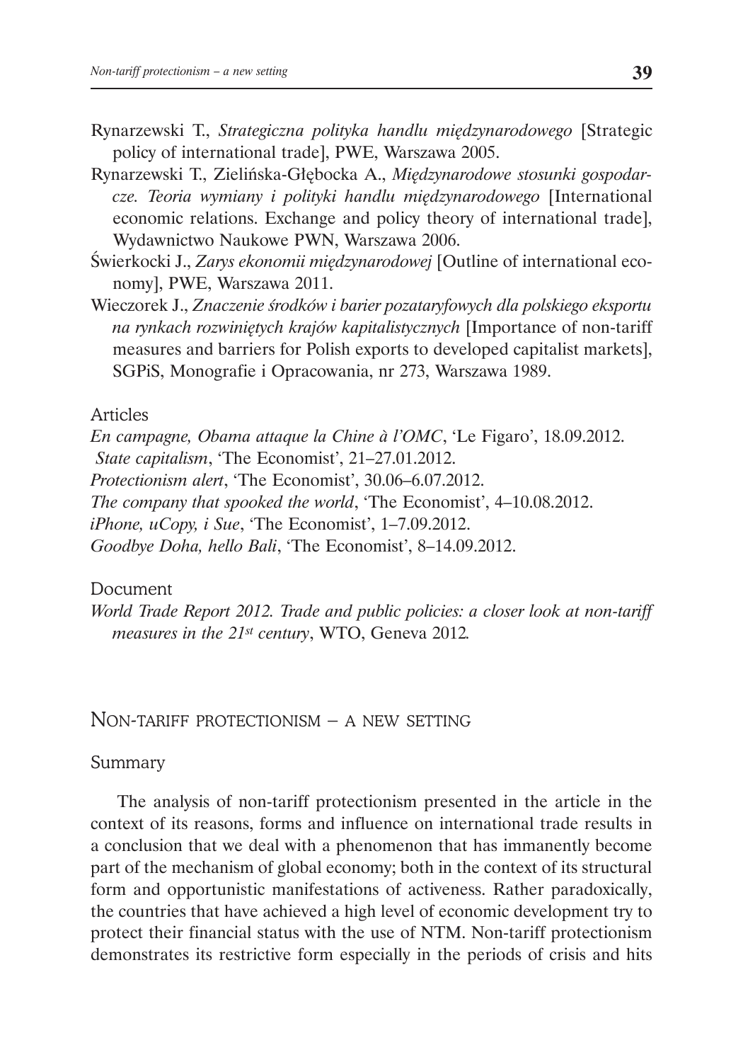Rynarzewski T., *Strategiczna polityka handlu międzynarodowego* [Strategic policy of international trade], PWE, Warszawa 2005.

Rynarzewski T., Zielińska-Głębocka A., *Międzynarodowe stosunki gospodarcze. Teoria wymiany i polityki handlu międzynarodowego* [International economic relations. Exchange and policy theory of international trade], Wydawnictwo Naukowe PWN, Warszawa 2006.

Świerkocki J., *Zarys ekonomii międzynarodowej* [Outline of international economy], PWE, Warszawa 2011.

Wieczorek J., *Znaczenie środków i barier pozataryfowych dla polskiego eksportu na rynkach rozwiniętych krajów kapitalistycznych* [Importance of non-tariff measures and barriers for Polish exports to developed capitalist markets], SGPiS, Monografie i Opracowania, nr 273, Warszawa 1989.

Articles

*En campagne, Obama attaque la Chine à l'OMC*, 'Le Figaro', 18.09.2012.

*State capitalism*, 'The Economist', 21–27.01.2012.

*Protectionism alert*, 'The Economist', 30.06–6.07.2012.

*The company that spooked the world*, 'The Economist', 4–10.08.2012.

*iPhone, uCopy, i Sue*, 'The Economist', 1–7.09.2012.

*Goodbye Doha, hello Bali*, 'The Economist', 8–14.09.2012.

Document

*World Trade Report 2012. Trade and public policies: a closer look at non-tariff measures in the 21st century*, WTO, Geneva 2012.

## Non-tariff protectionism – a new setting

Summary

The analysis of non-tariff protectionism presented in the article in the context of its reasons, forms and influence on international trade results in a conclusion that we deal with a phenomenon that has immanently become part of the mechanism of global economy; both in the context of its structural form and opportunistic manifestations of activeness. Rather paradoxically, the countries that have achieved a high level of economic development try to protect their financial status with the use of NTM. Non-tariff protectionism demonstrates its restrictive form especially in the periods of crisis and hits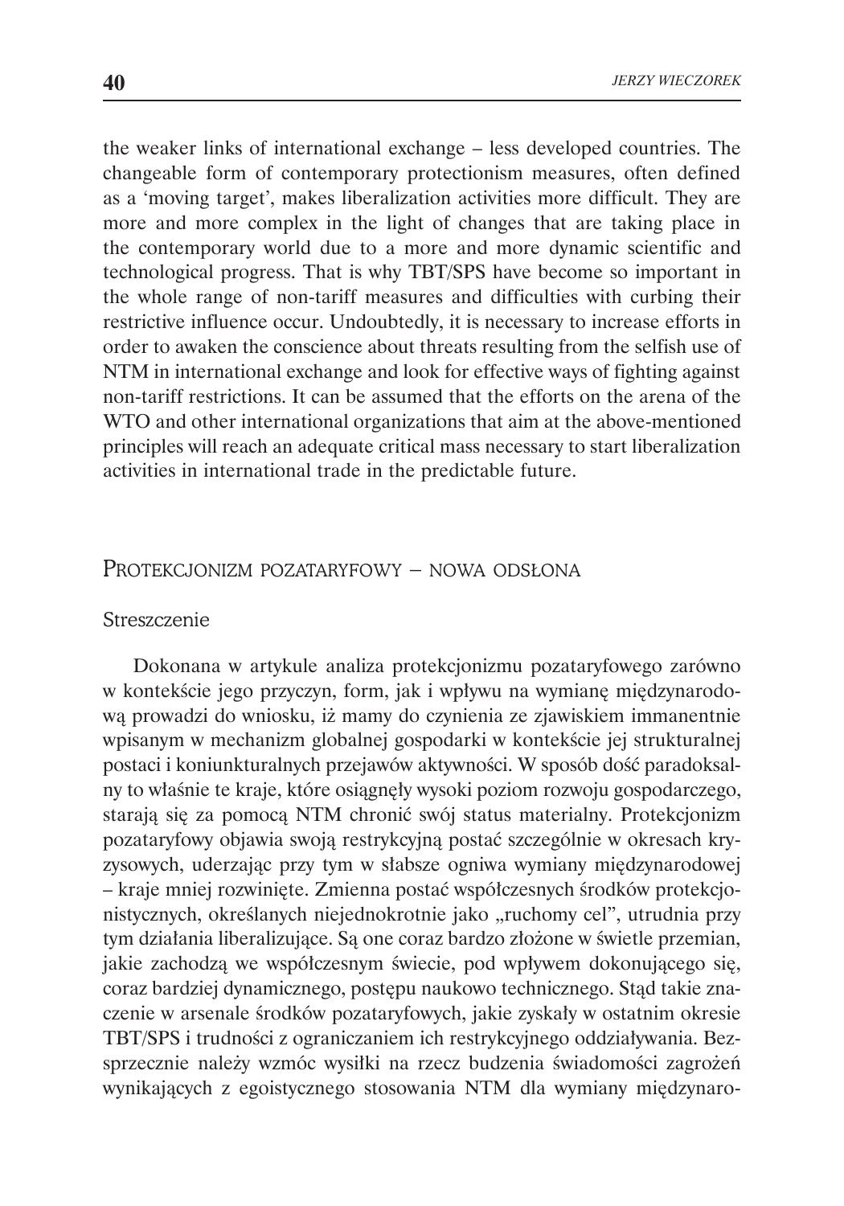the weaker links of international exchange – less developed countries. The changeable form of contemporary protectionism measures, often defined as a 'moving target', makes liberalization activities more difficult. They are more and more complex in the light of changes that are taking place in the contemporary world due to a more and more dynamic scientific and technological progress. That is why TBT/SPS have become so important in the whole range of non-tariff measures and difficulties with curbing their restrictive influence occur. Undoubtedly, it is necessary to increase efforts in order to awaken the conscience about threats resulting from the selfish use of NTM in international exchange and look for effective ways of fighting against non-tariff restrictions. It can be assumed that the efforts on the arena of the WTO and other international organizations that aim at the above-mentioned principles will reach an adequate critical mass necessary to start liberalization activities in international trade in the predictable future.

## Protekcjonizm pozataryfowy – nowa odsłona

### Streszczenie

Dokonana w artykule analiza protekcjonizmu pozataryfowego zarówno w kontekście jego przyczyn, form, jak i wpływu na wymianę międzynarodową prowadzi do wniosku, iż mamy do czynienia ze zjawiskiem immanentnie wpisanym w mechanizm globalnej gospodarki w kontekście jej strukturalnej postaci i koniunkturalnych przejawów aktywności. W sposób dość paradoksalny to właśnie te kraje, które osiągnęły wysoki poziom rozwoju gospodarczego, starają się za pomocą NTM chronić swój status materialny. Protekcjonizm pozataryfowy objawia swoją restrykcyjną postać szczególnie w okresach kryzysowych, uderzając przy tym w słabsze ogniwa wymiany międzynarodowej – kraje mniej rozwinięte. Zmienna postać współczesnych środków protekcjonistycznych, określanych niejednokrotnie jako „ruchomy cel", utrudnia przy tym działania liberalizujące. Są one coraz bardzo złożone w świetle przemian, jakie zachodzą we współczesnym świecie, pod wpływem dokonującego się, coraz bardziej dynamicznego, postępu naukowo technicznego. Stąd takie znaczenie w arsenale środków pozataryfowych, jakie zyskały w ostatnim okresie TBT/SPS i trudności z ograniczaniem ich restrykcyjnego oddziaływania. Bezsprzecznie należy wzmóc wysiłki na rzecz budzenia świadomości zagrożeń wynikających z egoistycznego stosowania NTM dla wymiany międzynaro-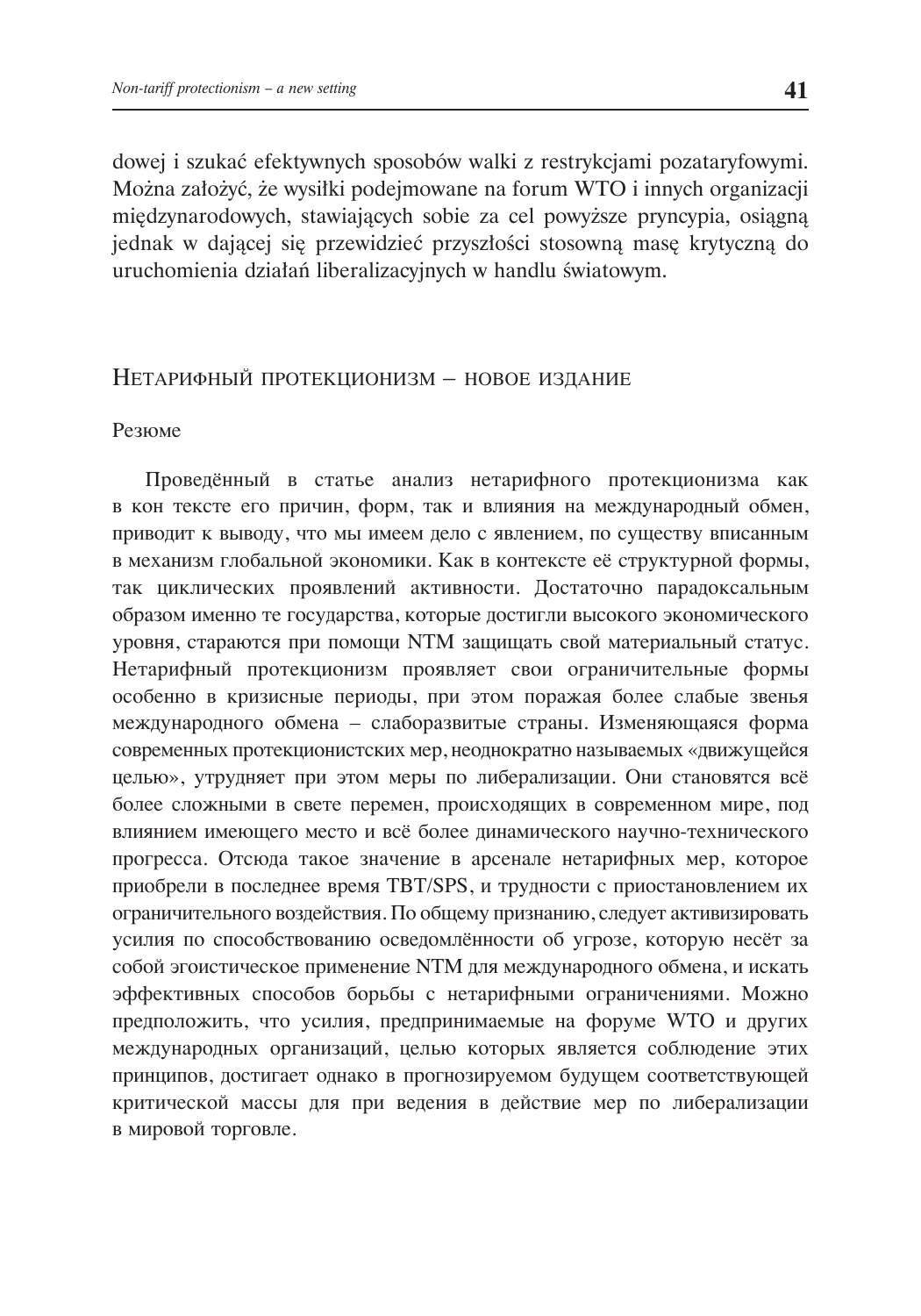dowej i szukać efektywnych sposobów walki z restrykcjami pozataryfowymi. Można założyć, że wysiłki podejmowane na forum WTO i innych organizacji międzynarodowych, stawiających sobie za cel powyższe pryncypia, osiągną jednak w dającej się przewidzieć przyszłości stosowną masę krytyczną do uruchomienia działań liberalizacyjnych w handlu światowym.

## Нетарифный протекционизм – новое издание

Резюме

Проведённый в статье анализ нетарифного протекционизма как в кон тексте его причин, форм, так и влияния на международный обмен, приводит к выводу, что мы имеем дело с явлением, по существу вписанным в механизм глобальной экономики. Как в контексте её структурной формы, так циклических проявлений активности. Достаточно парадоксальным образом именно те государства, которые достигли высокого экономического уровня, стараются при помощи NTM защищать свой материальный статус. Нетарифный протекционизм проявляет свои ограничительные формы особенно в кризисные периоды, при этом поражая более слабые звенья международного обмена – слаборазвитые страны. Изменяющаяся форма современных протекционистских мер, неоднократно называемых «движущейся целью», утрудняет при этом меры по либерализации. Они становятся всё более сложными в свете перемен, происходящих в современном мире, под влиянием имеющего место и всё более динамического научно-технического прогресса. Отсюда такое значение в арсенале нетарифных мер, которое приобрели в последнее время TBT/SPS, и трудности с приостановлением их ограничительного воздействия. По общему признанию, следует активизировать усилия по способствованию осведомлённости об угрозе, которую несёт за собой эгоистическое применение NTM для международного обмена, и искать эффективных способов борьбы с нетарифными ограничениями. Можно предположить, что усилия, предпринимаемые на форуме WTO и других международных организаций, целью которых является соблюдение этих принципов, достигает однако в прогнозируемом будущем соответствующей критической массы для при ведения в действие мер по либерализации в мировой торговле.